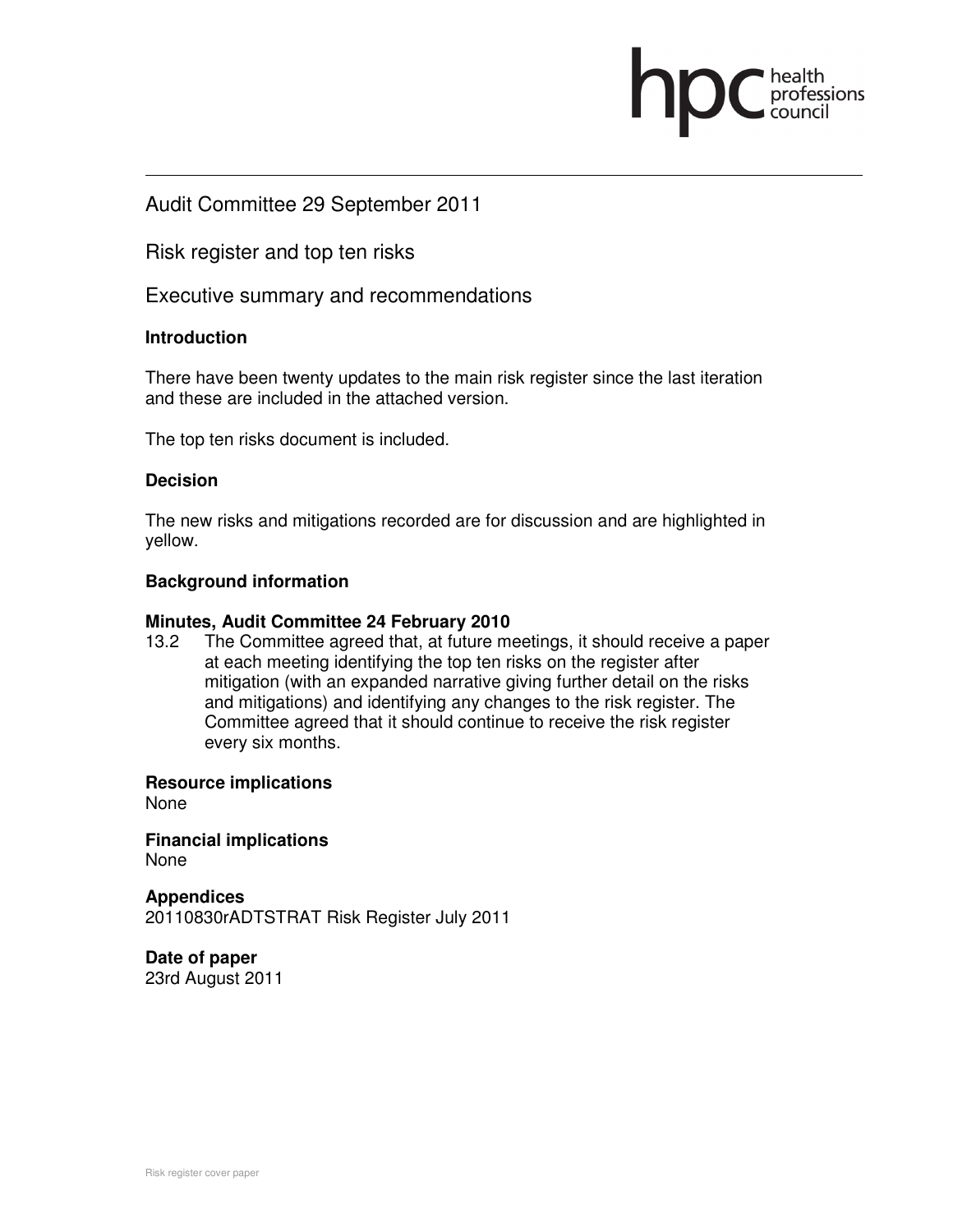Audit Committee 29 September 2011

Risk register and top ten risks

Executive summary and recommendations

**Introduction**

There have been twenty updates to the main risk register since the last iteration and these are included in the attached version.

The top ten risks document is included.

**Decision**

The new risks and mitigations recorded are for discussion and are highlighted in yellow.

**Background information**

**Minutes, Audit Committee 24 February 2010**

13.2 The Committee agreed that, at future meetings, it should receive a paper at each meeting identifying the top ten risks on the register after mitigation (with an expanded narrative giving further detail on the risks and mitigations) and identifying any changes to the risk register. The Committee agreed that it should continue to receive the risk register every six months.

**Resource implications**
None

**Financial implications**
None

**Appendices**
20110830rADTSTRAT Risk Register July 2011

**Date of paper**
23rd August 2011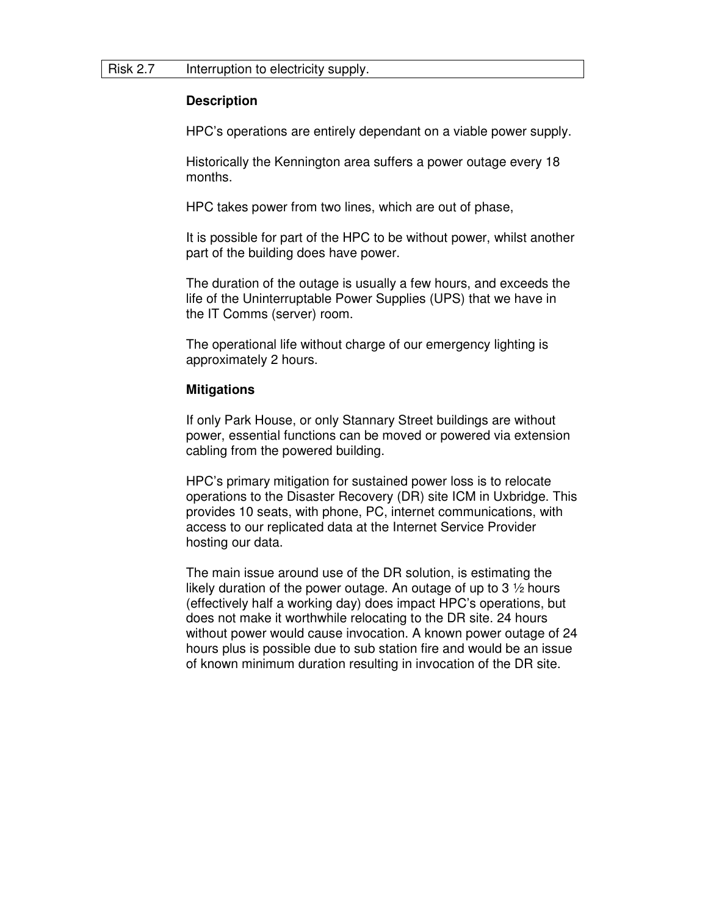| Risk 2.7 | Interruption to electricity supply. |
| --- | --- |

**Description**

HPC's operations are entirely dependant on a viable power supply.

Historically the Kennington area suffers a power outage every 18 months.

HPC takes power from two lines, which are out of phase,

It is possible for part of the HPC to be without power, whilst another part of the building does have power.

The duration of the outage is usually a few hours, and exceeds the life of the Uninterruptable Power Supplies (UPS) that we have in the IT Comms (server) room.

The operational life without charge of our emergency lighting is approximately 2 hours.

**Mitigations**

If only Park House, or only Stannary Street buildings are without power, essential functions can be moved or powered via extension cabling from the powered building.

HPC's primary mitigation for sustained power loss is to relocate operations to the Disaster Recovery (DR) site ICM in Uxbridge. This provides 10 seats, with phone, PC, internet communications, with access to our replicated data at the Internet Service Provider hosting our data.

The main issue around use of the DR solution, is estimating the likely duration of the power outage. An outage of up to 3 ½ hours (effectively half a working day) does impact HPC's operations, but does not make it worthwhile relocating to the DR site. 24 hours without power would cause invocation. A known power outage of 24 hours plus is possible due to sub station fire and would be an issue of known minimum duration resulting in invocation of the DR site.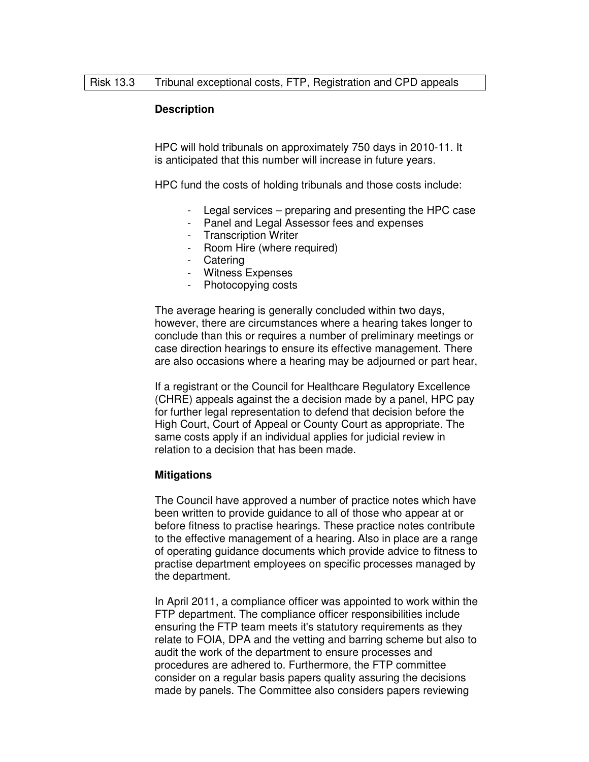| Risk 13.3 | Tribunal exceptional costs, FTP, Registration and CPD appeals |
|---|---|

**Description**

HPC will hold tribunals on approximately 750 days in 2010-11. It is anticipated that this number will increase in future years.

HPC fund the costs of holding tribunals and those costs include:

- Legal services – preparing and presenting the HPC case
- Panel and Legal Assessor fees and expenses
- Transcription Writer
- Room Hire (where required)
- Catering
- Witness Expenses
- Photocopying costs

The average hearing is generally concluded within two days, however, there are circumstances where a hearing takes longer to conclude than this or requires a number of preliminary meetings or case direction hearings to ensure its effective management. There are also occasions where a hearing may be adjourned or part hear,

If a registrant or the Council for Healthcare Regulatory Excellence (CHRE) appeals against the a decision made by a panel, HPC pay for further legal representation to defend that decision before the High Court, Court of Appeal or County Court as appropriate. The same costs apply if an individual applies for judicial review in relation to a decision that has been made.

**Mitigations**

The Council have approved a number of practice notes which have been written to provide guidance to all of those who appear at or before fitness to practise hearings. These practice notes contribute to the effective management of a hearing. Also in place are a range of operating guidance documents which provide advice to fitness to practise department employees on specific processes managed by the department.

In April 2011, a compliance officer was appointed to work within the FTP department. The compliance officer responsibilities include ensuring the FTP team meets it's statutory requirements as they relate to FOIA, DPA and the vetting and barring scheme but also to audit the work of the department to ensure processes and procedures are adhered to. Furthermore, the FTP committee consider on a regular basis papers quality assuring the decisions made by panels. The Committee also considers papers reviewing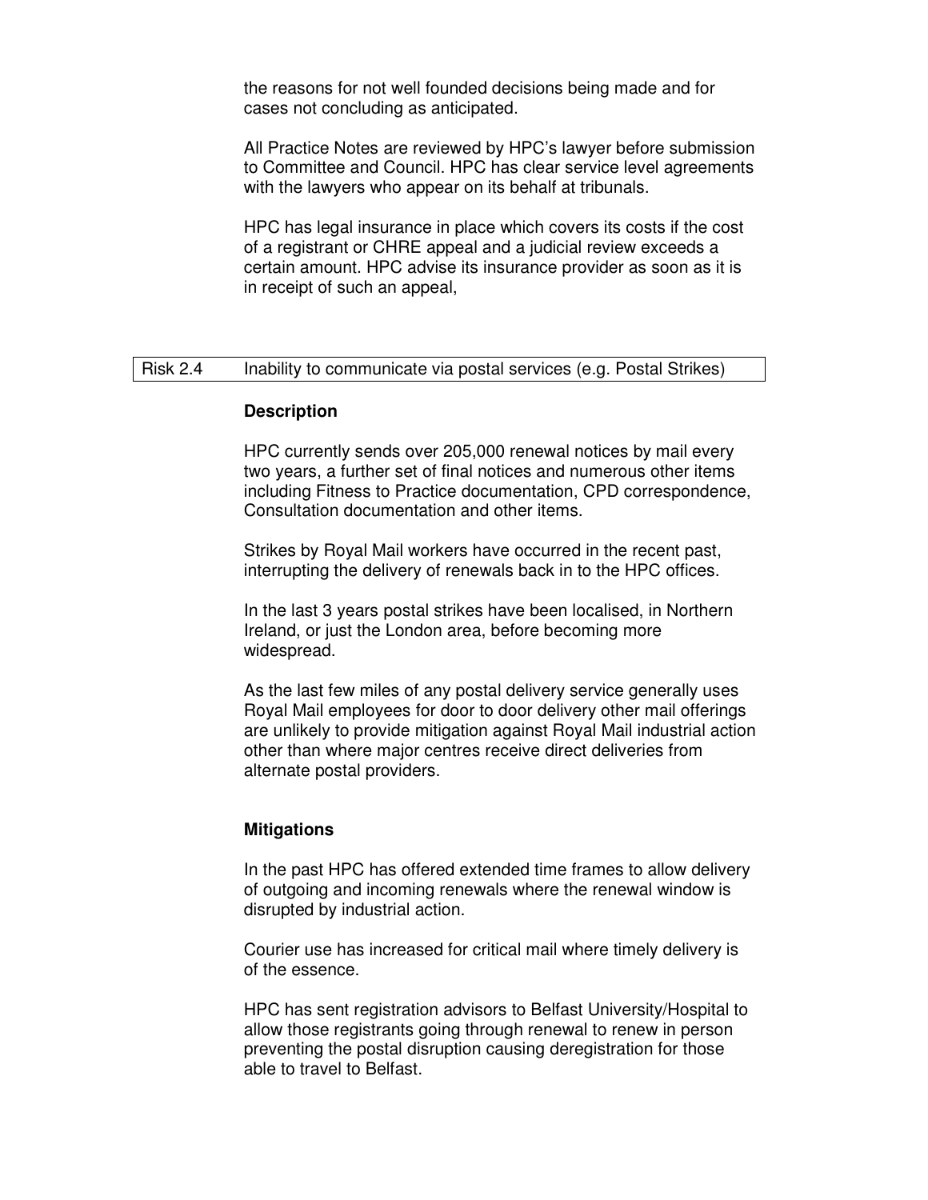the reasons for not well founded decisions being made and for cases not concluding as anticipated.

All Practice Notes are reviewed by HPC's lawyer before submission to Committee and Council. HPC has clear service level agreements with the lawyers who appear on its behalf at tribunals.

HPC has legal insurance in place which covers its costs if the cost of a registrant or CHRE appeal and a judicial review exceeds a certain amount. HPC advise its insurance provider as soon as it is in receipt of such an appeal,

| Risk 2.4 | Inability to communicate via postal services (e.g. Postal Strikes) |
|---|---|

**Description**

HPC currently sends over 205,000 renewal notices by mail every two years, a further set of final notices and numerous other items including Fitness to Practice documentation, CPD correspondence, Consultation documentation and other items.

Strikes by Royal Mail workers have occurred in the recent past, interrupting the delivery of renewals back in to the HPC offices.

In the last 3 years postal strikes have been localised, in Northern Ireland, or just the London area, before becoming more widespread.

As the last few miles of any postal delivery service generally uses Royal Mail employees for door to door delivery other mail offerings are unlikely to provide mitigation against Royal Mail industrial action other than where major centres receive direct deliveries from alternate postal providers.

**Mitigations**

In the past HPC has offered extended time frames to allow delivery of outgoing and incoming renewals where the renewal window is disrupted by industrial action.

Courier use has increased for critical mail where timely delivery is of the essence.

HPC has sent registration advisors to Belfast University/Hospital to allow those registrants going through renewal to renew in person preventing the postal disruption causing deregistration for those able to travel to Belfast.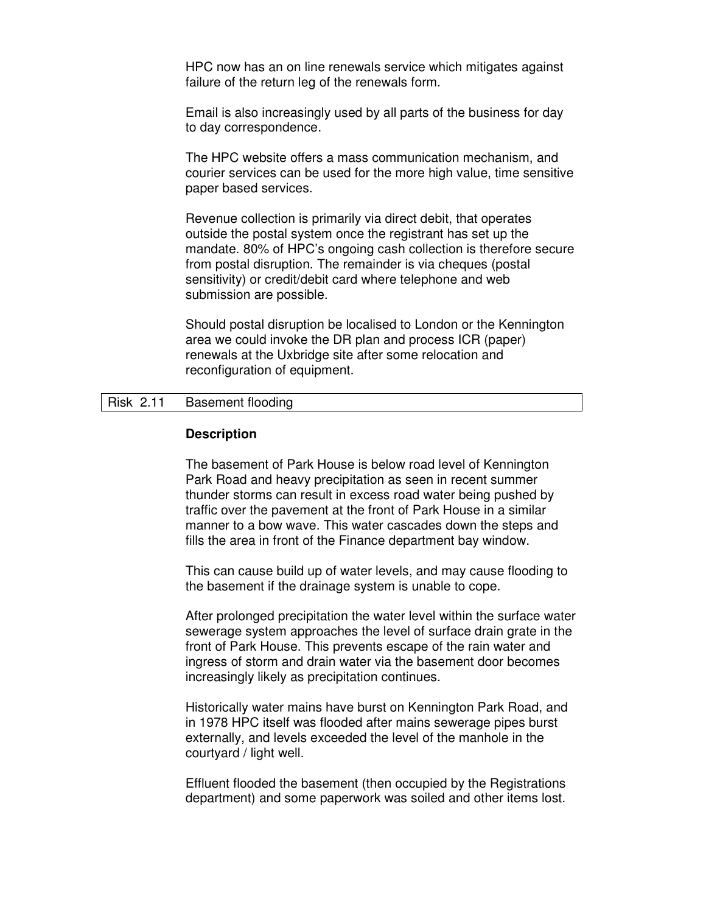HPC now has an on line renewals service which mitigates against failure of the return leg of the renewals form.

Email is also increasingly used by all parts of the business for day to day correspondence.

The HPC website offers a mass communication mechanism, and courier services can be used for the more high value, time sensitive paper based services.

Revenue collection is primarily via direct debit, that operates outside the postal system once the registrant has set up the mandate. 80% of HPC's ongoing cash collection is therefore secure from postal disruption. The remainder is via cheques (postal sensitivity) or credit/debit card where telephone and web submission are possible.

Should postal disruption be localised to London or the Kennington area we could invoke the DR plan and process ICR (paper) renewals at the Uxbridge site after some relocation and reconfiguration of equipment.

| Risk 2.11 | Basement flooding |
|---|---|

**Description**

The basement of Park House is below road level of Kennington Park Road and heavy precipitation as seen in recent summer thunder storms can result in excess road water being pushed by traffic over the pavement at the front of Park House in a similar manner to a bow wave. This water cascades down the steps and fills the area in front of the Finance department bay window.

This can cause build up of water levels, and may cause flooding to the basement if the drainage system is unable to cope.

After prolonged precipitation the water level within the surface water sewerage system approaches the level of surface drain grate in the front of Park House. This prevents escape of the rain water and ingress of storm and drain water via the basement door becomes increasingly likely as precipitation continues.

Historically water mains have burst on Kennington Park Road, and in 1978 HPC itself was flooded after mains sewerage pipes burst externally, and levels exceeded the level of the manhole in the courtyard / light well.

Effluent flooded the basement (then occupied by the Registrations department) and some paperwork was soiled and other items lost.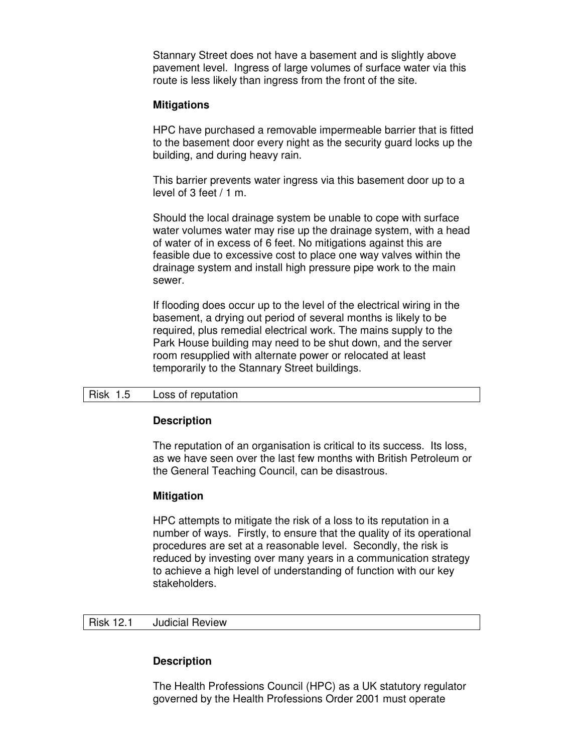Stannary Street does not have a basement and is slightly above pavement level. Ingress of large volumes of surface water via this route is less likely than ingress from the front of the site.

**Mitigations**

HPC have purchased a removable impermeable barrier that is fitted to the basement door every night as the security guard locks up the building, and during heavy rain.

This barrier prevents water ingress via this basement door up to a level of 3 feet / 1 m.

Should the local drainage system be unable to cope with surface water volumes water may rise up the drainage system, with a head of water of in excess of 6 feet. No mitigations against this are feasible due to excessive cost to place one way valves within the drainage system and install high pressure pipe work to the main sewer.

If flooding does occur up to the level of the electrical wiring in the basement, a drying out period of several months is likely to be required, plus remedial electrical work. The mains supply to the Park House building may need to be shut down, and the server room resupplied with alternate power or relocated at least temporarily to the Stannary Street buildings.

| Risk 1.5 | Loss of reputation |
|---|---|

**Description**

The reputation of an organisation is critical to its success. Its loss, as we have seen over the last few months with British Petroleum or the General Teaching Council, can be disastrous.

**Mitigation**

HPC attempts to mitigate the risk of a loss to its reputation in a number of ways. Firstly, to ensure that the quality of its operational procedures are set at a reasonable level. Secondly, the risk is reduced by investing over many years in a communication strategy to achieve a high level of understanding of function with our key stakeholders.

| Risk 12.1 | Judicial Review |
|---|---|

**Description**

The Health Professions Council (HPC) as a UK statutory regulator governed by the Health Professions Order 2001 must operate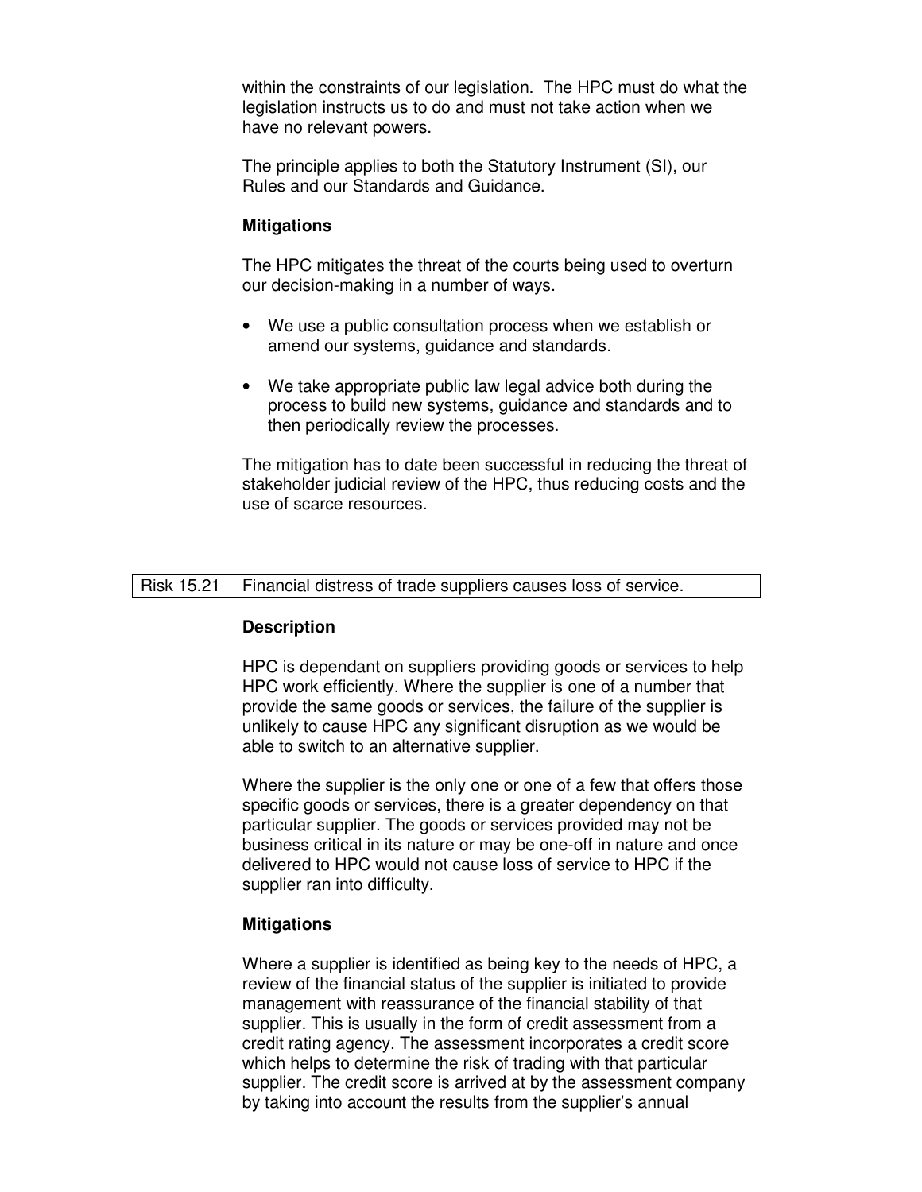within the constraints of our legislation. The HPC must do what the legislation instructs us to do and must not take action when we have no relevant powers.

The principle applies to both the Statutory Instrument (SI), our Rules and our Standards and Guidance.

**Mitigations**

The HPC mitigates the threat of the courts being used to overturn our decision-making in a number of ways.

- We use a public consultation process when we establish or amend our systems, guidance and standards.
- We take appropriate public law legal advice both during the process to build new systems, guidance and standards and to then periodically review the processes.

The mitigation has to date been successful in reducing the threat of stakeholder judicial review of the HPC, thus reducing costs and the use of scarce resources.

| Risk 15.21 | Financial distress of trade suppliers causes loss of service. |
|---|---|

**Description**

HPC is dependant on suppliers providing goods or services to help HPC work efficiently. Where the supplier is one of a number that provide the same goods or services, the failure of the supplier is unlikely to cause HPC any significant disruption as we would be able to switch to an alternative supplier.

Where the supplier is the only one or one of a few that offers those specific goods or services, there is a greater dependency on that particular supplier. The goods or services provided may not be business critical in its nature or may be one-off in nature and once delivered to HPC would not cause loss of service to HPC if the supplier ran into difficulty.

**Mitigations**

Where a supplier is identified as being key to the needs of HPC, a review of the financial status of the supplier is initiated to provide management with reassurance of the financial stability of that supplier. This is usually in the form of credit assessment from a credit rating agency. The assessment incorporates a credit score which helps to determine the risk of trading with that particular supplier. The credit score is arrived at by the assessment company by taking into account the results from the supplier's annual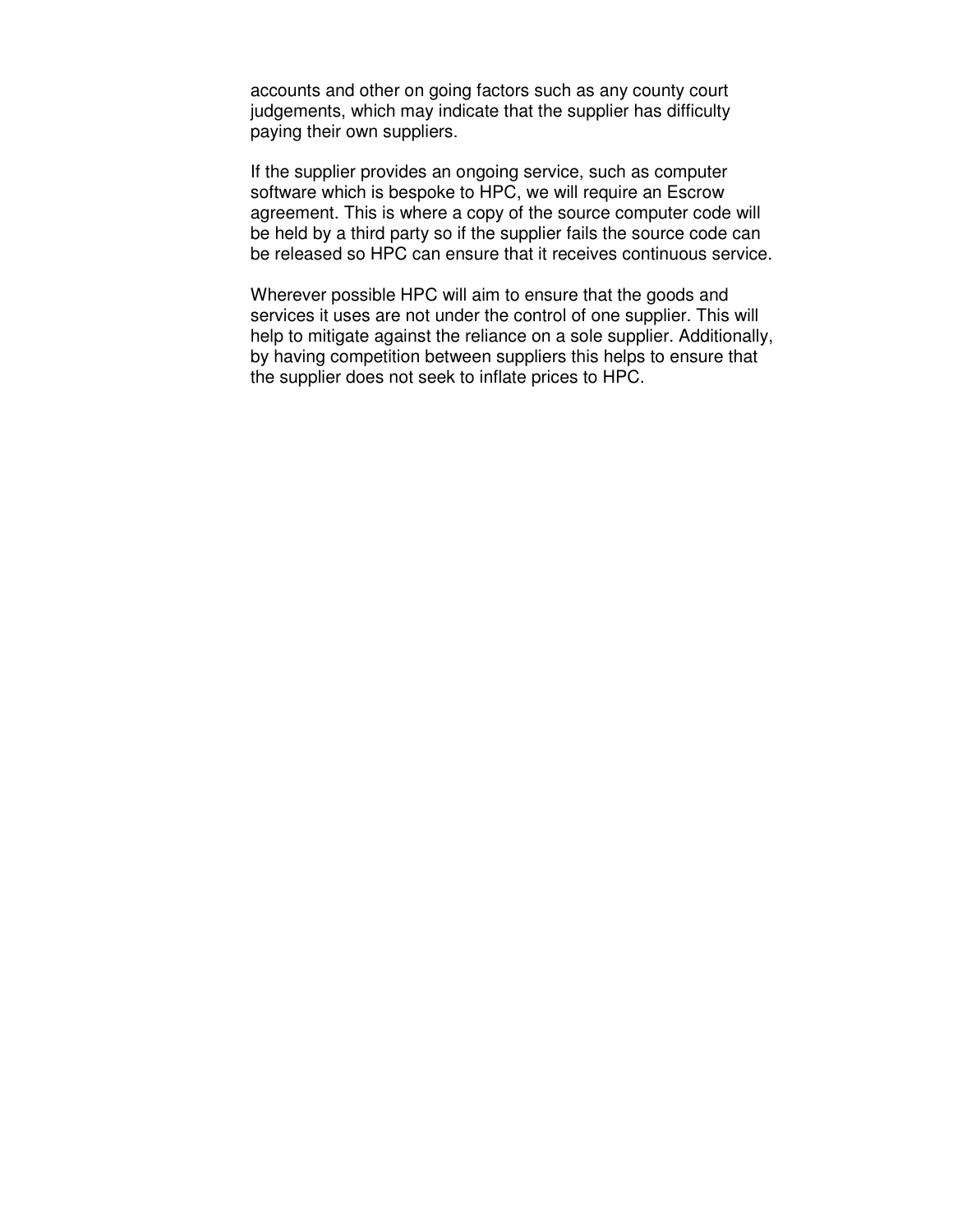accounts and other on going factors such as any county court judgements, which may indicate that the supplier has difficulty paying their own suppliers.

If the supplier provides an ongoing service, such as computer software which is bespoke to HPC, we will require an Escrow agreement. This is where a copy of the source computer code will be held by a third party so if the supplier fails the source code can be released so HPC can ensure that it receives continuous service.

Wherever possible HPC will aim to ensure that the goods and services it uses are not under the control of one supplier. This will help to mitigate against the reliance on a sole supplier. Additionally, by having competition between suppliers this helps to ensure that the supplier does not seek to inflate prices to HPC.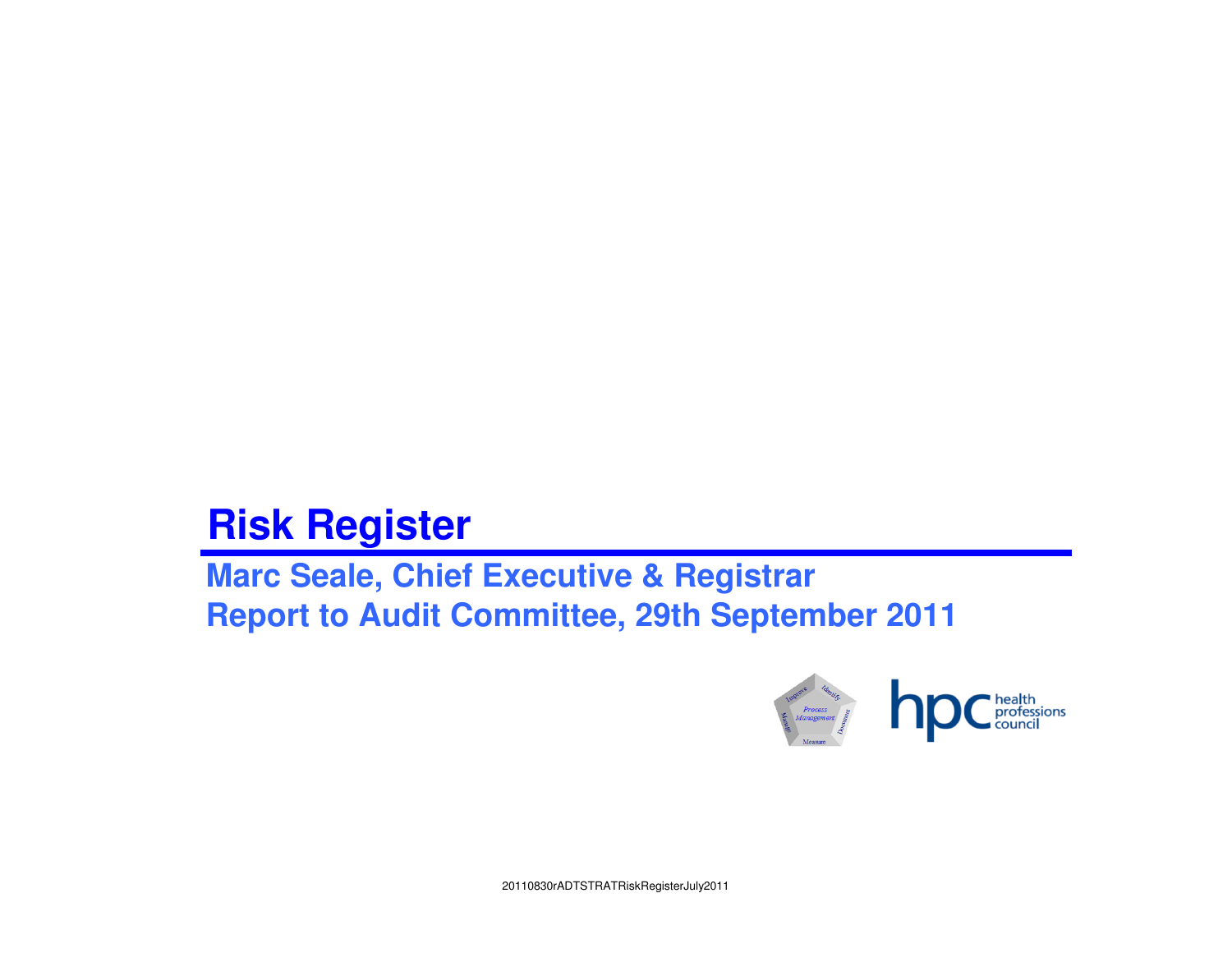# Risk Register

**Marc Seale, Chief Executive & Registrar**
**Report to Audit Committee, 29th September 2011**

20110830rADTSTRATRiskRegisterJuly2011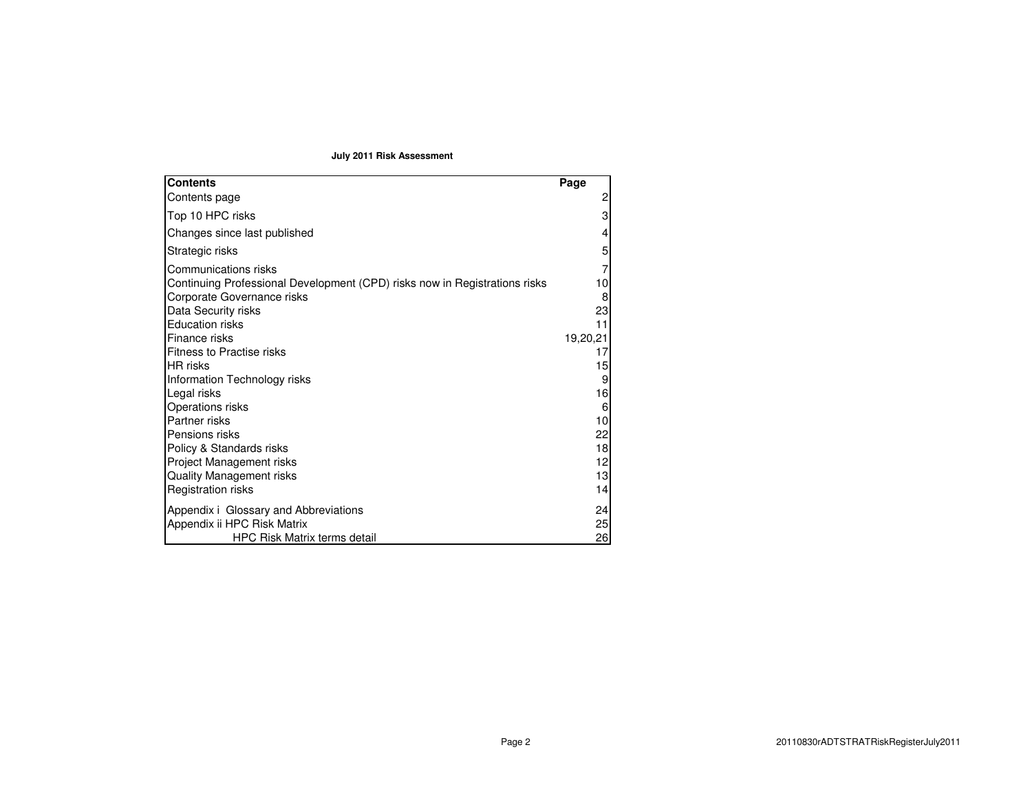**July 2011 Risk Assessment**

| Contents | Page |
|---|---|
| Contents page | 2 |
| Top 10 HPC risks | 3 |
| Changes since last published | 4 |
| Strategic risks | 5 |
| Communications risks | 7 |
| Continuing Professional Development (CPD) risks now in Registrations risks | 10 |
| Corporate Governance risks | 8 |
| Data Security risks | 23 |
| Education risks | 11 |
| Finance risks | 19,20,21 |
| Fitness to Practise risks | 17 |
| HR risks | 15 |
| Information Technology risks | 9 |
| Legal risks | 16 |
| Operations risks | 6 |
| Partner risks | 10 |
| Pensions risks | 22 |
| Policy & Standards risks | 18 |
| Project Management risks | 12 |
| Quality Management risks | 13 |
| Registration risks | 14 |
| Appendix i Glossary and Abbreviations | 24 |
| Appendix ii HPC Risk Matrix | 25 |
| HPC Risk Matrix terms detail | 26 |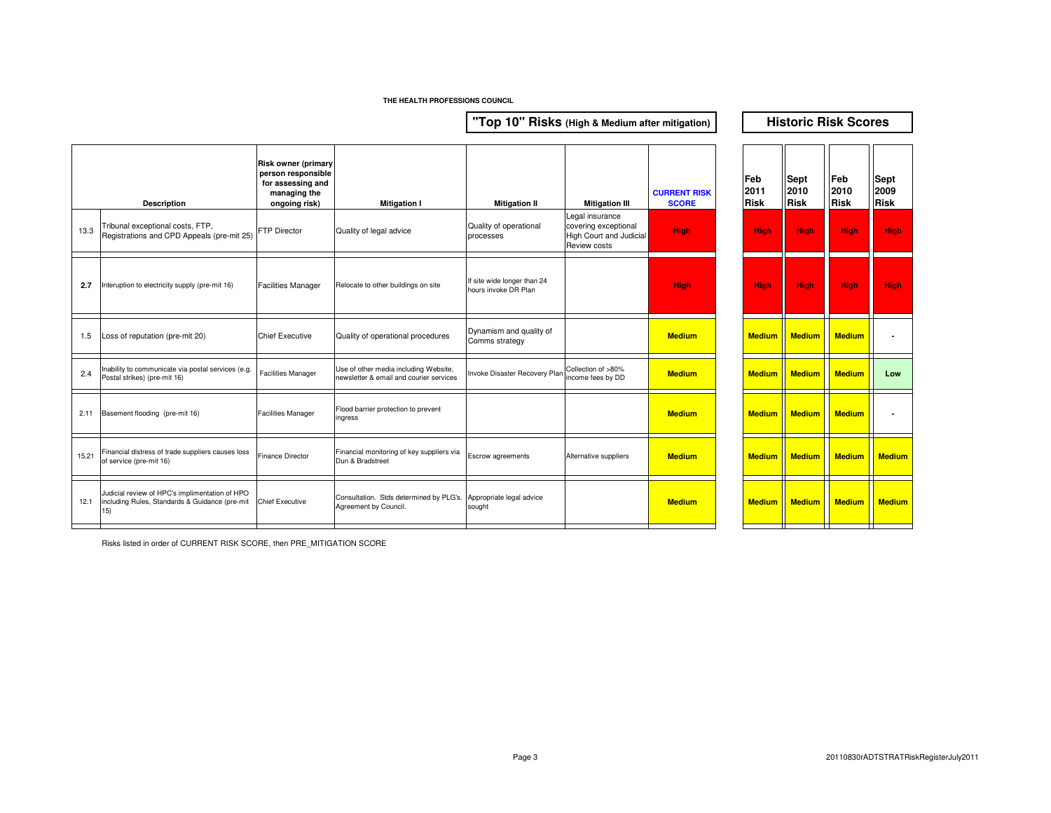THE HEALTH PROFESSIONS COUNCIL

## "Top 10" Risks (High & Medium after mitigation)

## Historic Risk Scores

| | Description | Risk owner (primary person responsible for assessing and managing the ongoing risk) | Mitigation I | Mitigation II | Mitigation III | CURRENT RISK SCORE | Feb 2011 Risk | Sept 2010 Risk | Feb 2010 Risk | Sept 2009 Risk |
|---|---|---|---|---|---|---|---|---|---|---|
| 13.3 | Tribunal exceptional costs, FTP, Registrations and CPD Appeals (pre-mit 25) | FTP Director | Quality of legal advice | Quality of operational processes | Legal insurance covering exceptional High Court and Judicial Review costs | High | High | High | High | High |
| **2.7** | Interuption to electricity supply (pre-mit 16) | Facilities Manager | Relocate to other buildings on site | If site wide longer than 24 hours invoke DR Plan | | High | High | High | High | High |
| 1.5 | Loss of reputation (pre-mit 20) | Chief Executive | Quality of operational procedures | Dynamism and quality of Comms strategy | | Medium | Medium | Medium | Medium | - |
| 2.4 | Inability to communicate via postal services (e.g. Postal strikes) (pre-mit 16) | Facilities Manager | Use of other media including Website, newsletter & email and courier services | Invoke Disaster Recovery Plan | Collection of >80% income fees by DD | Medium | Medium | Medium | Medium | Low |
| 2.11 | Basement flooding (pre-mit 16) | Facilities Manager | Flood barrier protection to prevent ingress | | | Medium | Medium | Medium | Medium | - |
| 15.21 | Financial distress of trade suppliers causes loss of service (pre-mit 16) | Finance Director | Financial monitoring of key suppliers via Dun & Bradstreet | Escrow agreements | Alternative suppliers | Medium | Medium | Medium | Medium | Medium |
| 12.1 | Judicial review of HPC's implimentation of HPO including Rules, Standards & Guidance (pre-mit 15) | Chief Executive | Consultation. Stds determined by PLG's. Agreement by Council. | Appropriate legal advice sought | | Medium | Medium | Medium | Medium | Medium |

Risks listed in order of CURRENT RISK SCORE, then PRE_MITIGATION SCORE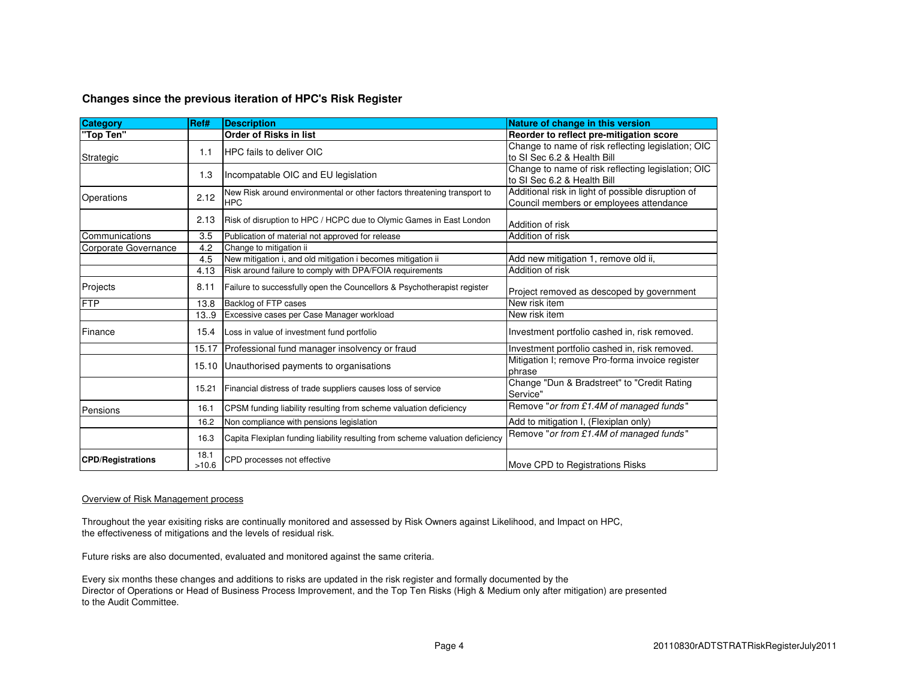## Changes since the previous iteration of HPC's Risk Register

| Category | Ref# | Description | Nature of change in this version |
|---|---|---|---|
| **"Top Ten"** | | **Order of Risks in list** | **Reorder to reflect pre-mitigation score** |
| Strategic | 1.1 | HPC fails to deliver OIC | Change to name of risk reflecting legislation; OIC to SI Sec 6.2 & Health Bill |
| | 1.3 | Incompatable OIC and EU legislation | Change to name of risk reflecting legislation; OIC to SI Sec 6.2 & Health Bill |
| Operations | 2.12 | New Risk around environmental or other factors threatening transport to HPC | Additional risk in light of possible disruption of Council members or employees attendance |
| | 2.13 | Risk of disruption to HPC / HCPC due to Olymic Games in East London | Addition of risk |
| Communications | 3.5 | Publication of material not approved for release | Addition of risk |
| Corporate Governance | 4.2 | Change to mitigation ii | |
| | 4.5 | New mitigation i, and old mitigation i becomes mitigation ii | Add new mitigation 1, remove old ii, |
| | 4.13 | Risk around failure to comply with DPA/FOIA requirements | Addition of risk |
| Projects | 8.11 | Failure to successfully open the Councellors & Psychotherapist register | Project removed as descoped by government |
| FTP | 13.8 | Backlog of FTP cases | New risk item |
| | 13..9 | Excessive cases per Case Manager workload | New risk item |
| Finance | 15.4 | Loss in value of investment fund portfolio | Investment portfolio cashed in, risk removed. |
| | 15.17 | Professional fund manager insolvency or fraud | Investment portfolio cashed in, risk removed. |
| | 15.10 | Unauthorised payments to organisations | Mitigation I; remove Pro-forma invoice register phrase |
| | 15.21 | Financial distress of trade suppliers causes loss of service | Change "Dun & Bradstreet" to "Credit Rating Service" |
| Pensions | 16.1 | CPSM funding liability resulting from scheme valuation deficiency | Remove "*or from £1.4M of managed funds*" |
| | 16.2 | Non compliance with pensions legislation | Add to mitigation I, (Flexiplan only) |
| | 16.3 | Capita Flexiplan funding liability resulting from scheme valuation deficiency | Remove "*or from £1.4M of managed funds*" |
| **CPD/Registrations** | 18.1 >10.6 | CPD processes not effective | Move CPD to Registrations Risks |

Overview of Risk Management process

Throughout the year exisiting risks are continually monitored and assessed by Risk Owners against Likelihood, and Impact on HPC, the effectiveness of mitigations and the levels of residual risk.

Future risks are also documented, evaluated and monitored against the same criteria.

Every six months these changes and additions to risks are updated in the risk register and formally documented by the Director of Operations or Head of Business Process Improvement, and the Top Ten Risks (High & Medium only after mitigation) are presented to the Audit Committee.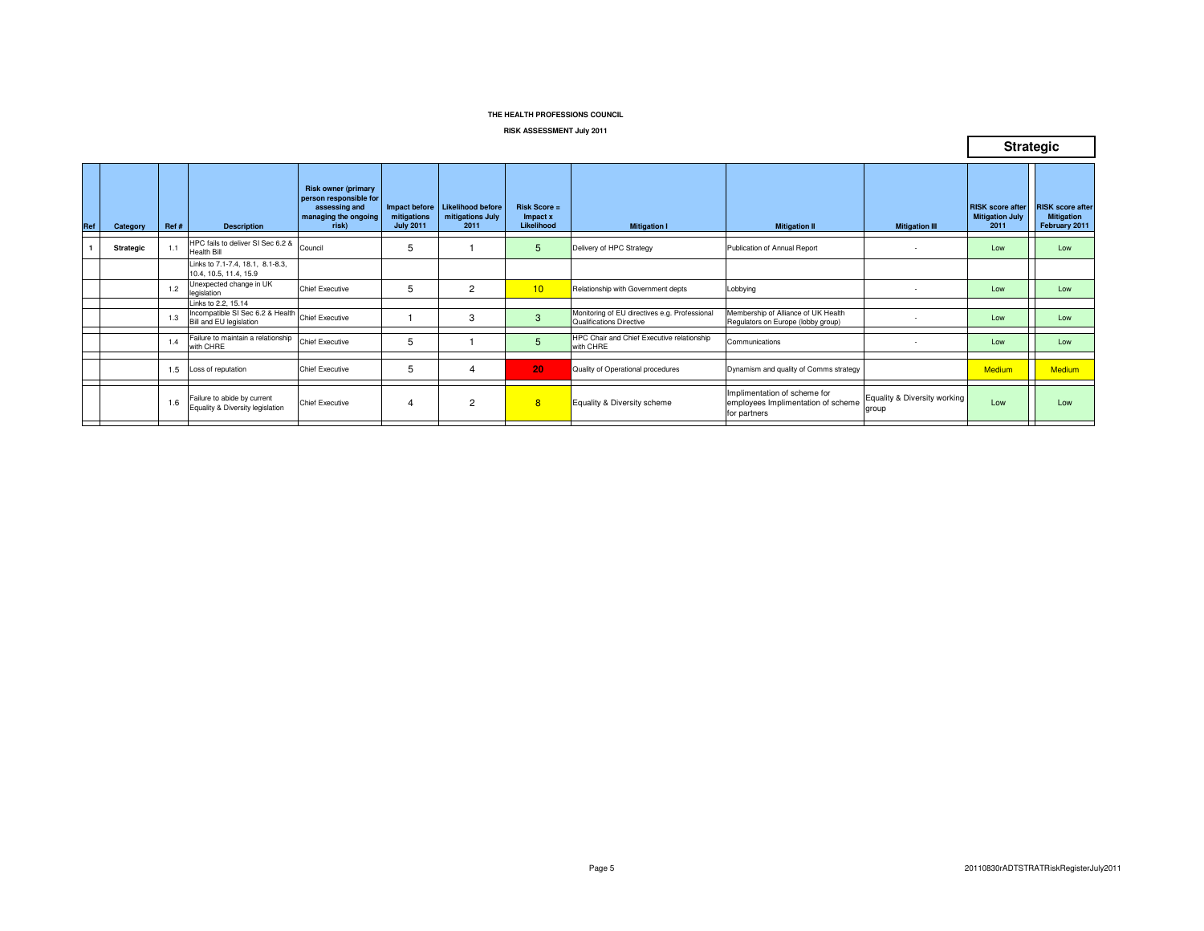**THE HEALTH PROFESSIONS COUNCIL**

**RISK ASSESSMENT July 2011**

## Strategic

| Ref | Category | Ref # | Description | Risk owner (primary person responsible for assessing and managing the ongoing risk) | Impact before mitigations July 2011 | Likelihood before mitigations July 2011 | Risk Score = Impact x Likelihood | Mitigation I | Mitigation II | Mitigation III | RISK score after Mitigation July 2011 | RISK score after Mitigation February 2011 |
|---|---|---|---|---|---|---|---|---|---|---|---|---|
| 1 | **Strategic** | 1.1 | HPC fails to deliver SI Sec 6.2 & Health Bill | Council | 5 | 1 | 5 | Delivery of HPC Strategy | Publication of Annual Report | - | Low | Low |
| | | | Links to 7.1-7.4, 18.1, 8.1-8.3, 10.4, 10.5, 11.4, 15.9 | | | | | | | | | |
| | | 1.2 | Unexpected change in UK legislation | Chief Executive | 5 | 2 | 10 | Relationship with Government depts | Lobbying | - | Low | Low |
| | | | Links to 2.2, 15.14 | | | | | | | | | |
| | | 1.3 | Incompatible SI Sec 6.2 & Health Bill and EU legislation | Chief Executive | 1 | 3 | 3 | Monitoring of EU directives e.g. Professional Qualifications Directive | Membership of Alliance of UK Health Regulators on Europe (lobby group) | - | Low | Low |
| | | 1.4 | Failure to maintain a relationship with CHRE | Chief Executive | 5 | 1 | 5 | HPC Chair and Chief Executive relationship with CHRE | Communications | - | Low | Low |
| | | 1.5 | Loss of reputation | Chief Executive | 5 | 4 | 20 | Quality of Operational procedures | Dynamism and quality of Comms strategy | | Medium | Medium |
| | | 1.6 | Failure to abide by current Equality & Diversity legislation | Chief Executive | 4 | 2 | 8 | Equality & Diversity scheme | Implimentation of scheme for employees Implimentation of scheme for partners | Equality & Diversity working group | Low | Low |

20110830rADTSTRATRiskRegisterJuly2011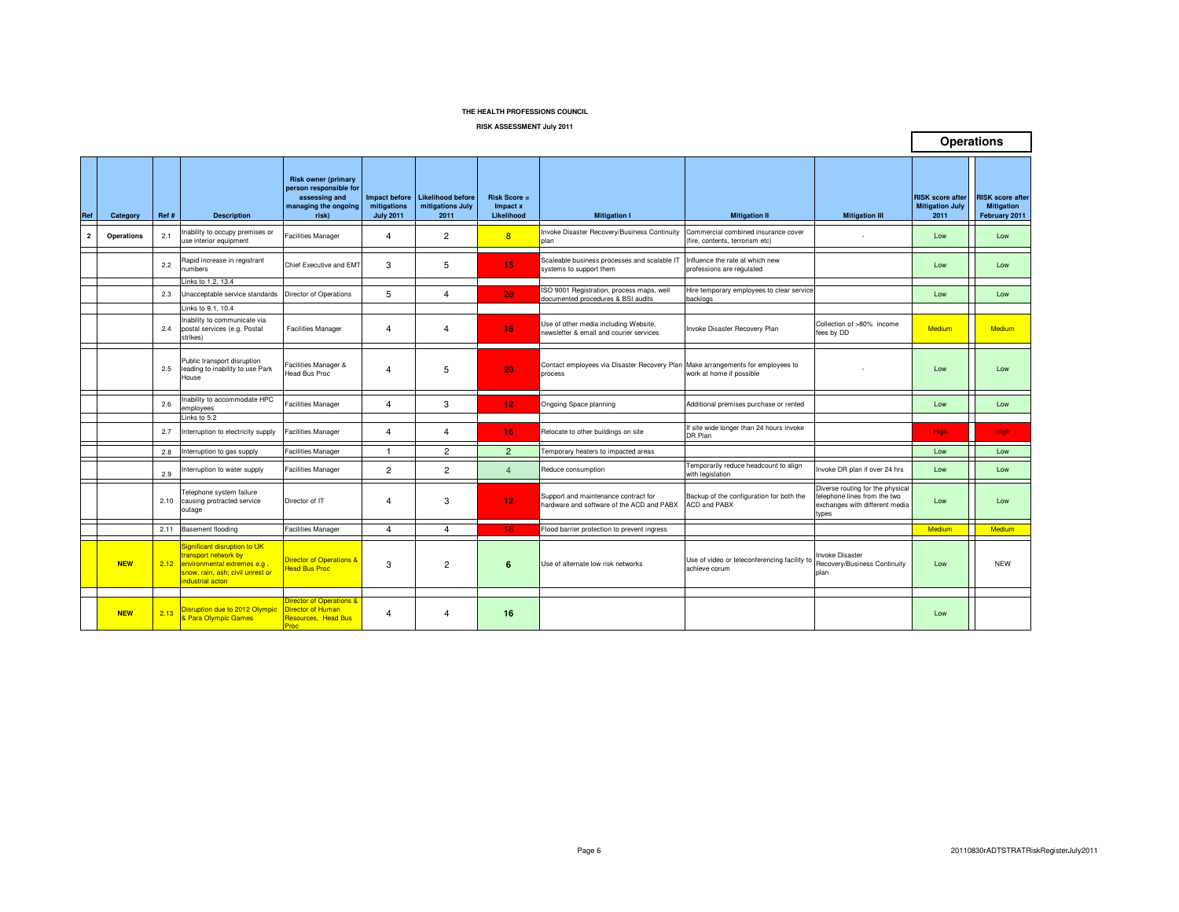**THE HEALTH PROFESSIONS COUNCIL**

**RISK ASSESSMENT July 2011**

# Operations

| Ref | Category | Ref # | Description | Risk owner (primary person responsible for assessing and managing the ongoing risk) | Impact before mitigations July 2011 | Likelihood before mitigations July 2011 | Risk Score = Impact x Likelihood | Mitigation I | Mitigation II | Mitigation III | RISK score after Mitigation July 2011 | RISK score after Mitigation February 2011 |
|---|---|---|---|---|---|---|---|---|---|---|---|---|
| 2 | Operations | 2.1 | Inability to occupy premises or use interior equipment | Facilities Manager | 4 | 2 | 8 | Invoke Disaster Recovery/Business Continuity plan | Commercial combined insurance cover (fire, contents, terrorism etc) | - | Low | Low |
| | | 2.2 | Rapid increase in registrant numbers | Chief Executive and EMT | 3 | 5 | 15 | Scaleable business processes and scalable IT systems to support them | Influence the rate at which new professions are regulated | | Low | Low |
| | | | Links to 1.2, 13.4 | | | | | | | | | |
| | | 2.3 | Unacceptable service standards | Director of Operations | 5 | 4 | 20 | ISO 9001 Registration, process maps, well documented procedures & BSI audits | Hire temporary employees to clear service backlogs | | Low | Low |
| | | | Links to 9.1, 10.4 | | | | | | | | | |
| | | 2.4 | Inability to communicate via postal services (e.g. Postal strikes) | Facilities Manager | 4 | 4 | 16 | Use of other media including Website, newsletter & email and courier services | Invoke Disaster Recovery Plan | Collection of >80% income fees by DD | Medium | Medium |
| | | 2.5 | Public transport disruption leading to inability to use Park House | Facilities Manager & Head Bus Proc | 4 | 5 | 20 | Contact employees via Disaster Recovery Plan process | Make arrangements for employees to work at home if possible | - | Low | Low |
| | | 2.6 | Inability to accommodate HPC employees | Facilities Manager | 4 | 3 | 12 | Ongoing Space planning | Additional premises purchase or rented | | Low | Low |
| | | | Links to 5.2 | | | | | | | | | |
| | | 2.7 | Interruption to electricity supply | Facilities Manager | 4 | 4 | 16 | Relocate to other buildings on site | If site wide longer than 24 hours invoke DR Plan | | High | High |
| | | 2.8 | Interruption to gas supply | Facilities Manager | 1 | 2 | 2 | Temporary heaters to impacted areas | | | Low | Low |
| | | 2.9 | Interruption to water supply | Facilities Manager | 2 | 2 | 4 | Reduce consumption | Temporarily reduce headcount to align with legislation | Invoke DR plan if over 24 hrs | Low | Low |
| | | 2.10 | Telephone system failure causing protracted service outage | Director of IT | 4 | 3 | 12 | Support and maintenance contract for hardware and software of the ACD and PABX | Backup of the configuration for both the ACD and PABX | Diverse routing for the physical telephone lines from the two exchanges with different media types | Low | Low |
| | | 2.11 | Basement flooding | Facilities Manager | 4 | 4 | 16 | Flood barrier protection to prevent ingress | | | Medium | Medium |
| | NEW | 2.12 | Significant disruption to UK transport network by environmental extremes e.g . snow, rain, ash; civil unrest or industrial acton | Director of Operations & Head Bus Proc | 3 | 2 | 6 | Use of alternate low risk networks | Use of video or teleconferencing facility to achieve corum | Invoke Disaster Recovery/Business Continuity plan | Low | NEW |
| | NEW | 2.13 | Disruption due to 2012 Olympic & Para Olympic Games | Director of Operations & Director of Human Resources, Head Bus Proc | 4 | 4 | 16 | | | | Low | |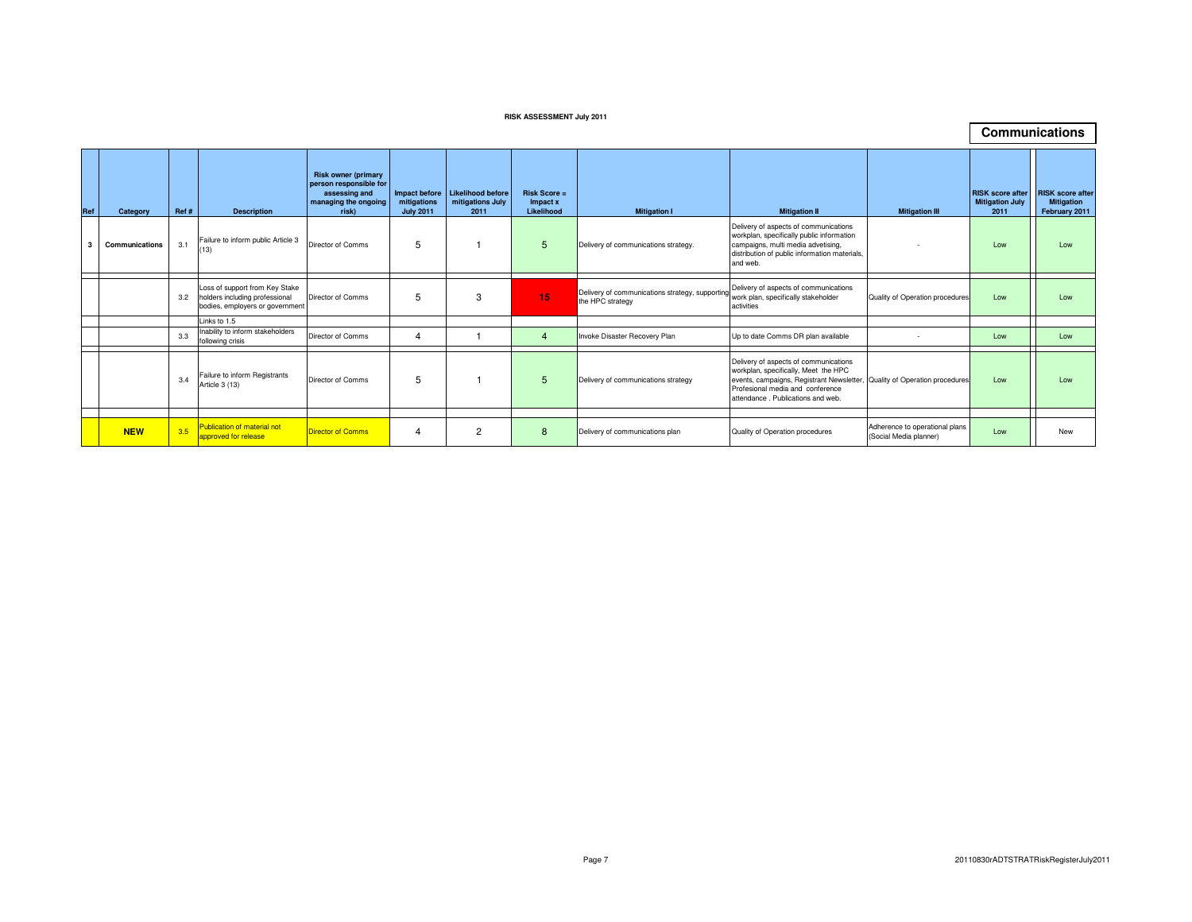**RISK ASSESSMENT July 2011**

## Communications

| Ref | Category | Ref # | Description | Risk owner (primary person responsible for assessing and managing the ongoing risk) | Impact before mitigations July 2011 | Likelihood before mitigations July 2011 | Risk Score = Impact x Likelihood | Mitigation I | Mitigation II | Mitigation III | RISK score after Mitigation July 2011 | RISK score after Mitigation February 2011 |
|---|---|---|---|---|---|---|---|---|---|---|---|---|
| 3 | Communications | 3.1 | Failure to inform public Article 3 (13) | Director of Comms | 5 | 1 | 5 | Delivery of communications strategy. | Delivery of aspects of communications workplan, specifically public information campaigns, multi media advetising, distribution of public information materials, and web. | - | Low | Low |
| | | 3.2 | Loss of support from Key Stake holders including professional bodies, employers or government | Director of Comms | 5 | 3 | 15 | Delivery of communications strategy, supporting the HPC strategy | Delivery of aspects of communications work plan, specifically stakeholder activities | Quality of Operation procedures | Low | Low |
| | | | Links to 1.5 | | | | | | | | | |
| | | 3.3 | Inability to inform stakeholders following crisis | Director of Comms | 4 | 1 | 4 | Invoke Disaster Recovery Plan | Up to date Comms DR plan available | - | Low | Low |
| | | 3.4 | Failure to inform Registrants Article 3 (13) | Director of Comms | 5 | 1 | 5 | Delivery of communications strategy | Delivery of aspects of communications workplan, specifically, Meet the HPC events, campaigns, Registrant Newsletter, Profesional media and conference attendance . Publications and web. | Quality of Operation procedures | Low | Low |
| | **NEW** | 3.5 | Publication of material not approved for release | Director of Comms | 4 | 2 | 8 | Delivery of communications plan | Quality of Operation procedures | Adherence to operational plans (Social Media planner) | Low | New |

20110830rADTSTRATRiskRegisterJuly2011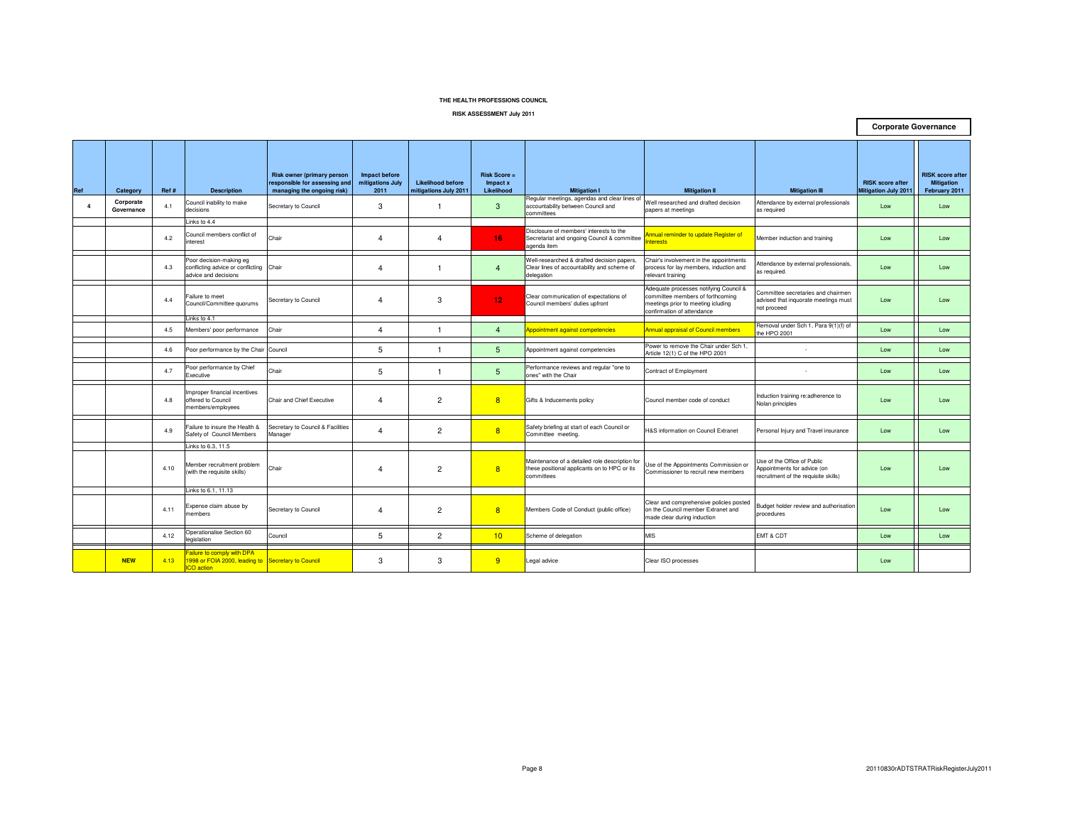**THE HEALTH PROFESSIONS COUNCIL**

**RISK ASSESSMENT July 2011**

**Corporate Governance**

| Ref | Category | Ref # | Description | Risk owner (primary person responsible for assessing and managing the ongoing risk) | Impact before mitigations July 2011 | Likelihood before mitigations July 2011 | Risk Score = Impact x Likelihood | Mitigation I | Mitigation II | Mitigation III | RISK score after Mitigation July 2011 | RISK score after Mitigation February 2011 |
|---|---|---|---|---|---|---|---|---|---|---|---|---|
| 4 | Corporate Governance | 4.1 | Council inability to make decisions | Secretary to Council | 3 | 1 | 3 | Regular meetings, agendas and clear lines of accountability between Council and committees | Well researched and drafted decision papers at meetings | Attendance by external professionals as required | Low | Low |
| | | | Links to 4.4 | | | | | | | | | |
| | | 4.2 | Council members conflict of interest | Chair | 4 | 4 | 16 | Disclosure of members' interests to the Secretariat and ongoing Council & committee agenda item | Annual reminder to update Register of interests | Member induction and training | Low | Low |
| | | 4.3 | Poor decision-making eg conflicting advice or conflicting advice and decisions | Chair | 4 | 1 | 4 | Well-researched & drafted decision papers, Clear lines of accountability and scheme of delegation | Chair's involvement in the appointments process for lay members, induction and relevant training | Attendance by external professionals, as required. | Low | Low |
| | | 4.4 | Failure to meet Council/Committee quorums | Secretary to Council | 4 | 3 | 12 | Clear communication of expectations of Council members' duties upfront | Adequate processes notifying Council & committee members of forthcoming meetings prior to meeting icluding confirmation of attendance | Committee secretaries and chairmen advised that inquorate meetings must not proceed | Low | Low |
| | | | Links to 4.1 | | | | | | | | | |
| | | 4.5 | Members' poor performance | Chair | 4 | 1 | 4 | Appointment against competencies | Annual appraisal of Council members | Removal under Sch 1, Para 9(1)(f) of the HPO 2001 | Low | Low |
| | | 4.6 | Poor performance by the Chair | Council | 5 | 1 | 5 | Appointment against competencies | Power to remove the Chair under Sch 1, Article 12(1) C of the HPO 2001 | - | Low | Low |
| | | 4.7 | Poor performance by Chief Executive | Chair | 5 | 1 | 5 | Performance reviews and regular "one to ones" with the Chair | Contract of Employment | - | Low | Low |
| | | 4.8 | Improper financial incentives offered to Council members/employees | Chair and Chief Executive | 4 | 2 | 8 | Gifts & Inducements policy | Council member code of conduct | Induction training re:adherence to Nolan principles | Low | Low |
| | | 4.9 | Failure to insure the Health & Safety of Council Members | Secretary to Council & Facilities Manager | 4 | 2 | 8 | Safety briefing at start of each Council or Committee meeting. | H&S information on Council Extranet | Personal Injury and Travel insurance | Low | Low |
| | | | Links to 6.3, 11.5 | | | | | | | | | |
| | | 4.10 | Member recruitment problem (with the requisite skills) | Chair | 4 | 2 | 8 | Maintenance of a detailed role description for these positional applicants on to HPC or its committees | Use of the Appointments Commission or Commissioner to recruit new members | Use of the Office of Public Appointments for advice (on recruitment of the requisite skills) | Low | Low |
| | | | Links to 6.1, 11.13 | | | | | | | | | |
| | | 4.11 | Expense claim abuse by members | Secretary to Council | 4 | 2 | 8 | Members Code of Conduct (public office) | Clear and comprehensive policies posted on the Council member Extranet and made clear during induction | Budget holder review and authorisation procedures | Low | Low |
| | | 4.12 | Operationalise Section 60 legislation | Council | 5 | 2 | 10 | Scheme of delegation | MIS | EMT & CDT | Low | Low |
| | NEW | 4.13 | Failure to comply with DPA 1998 or FOIA 2000, leading to ICO action | Secretary to Council | 3 | 3 | 9 | Legal advice | Clear ISO processes | | Low | |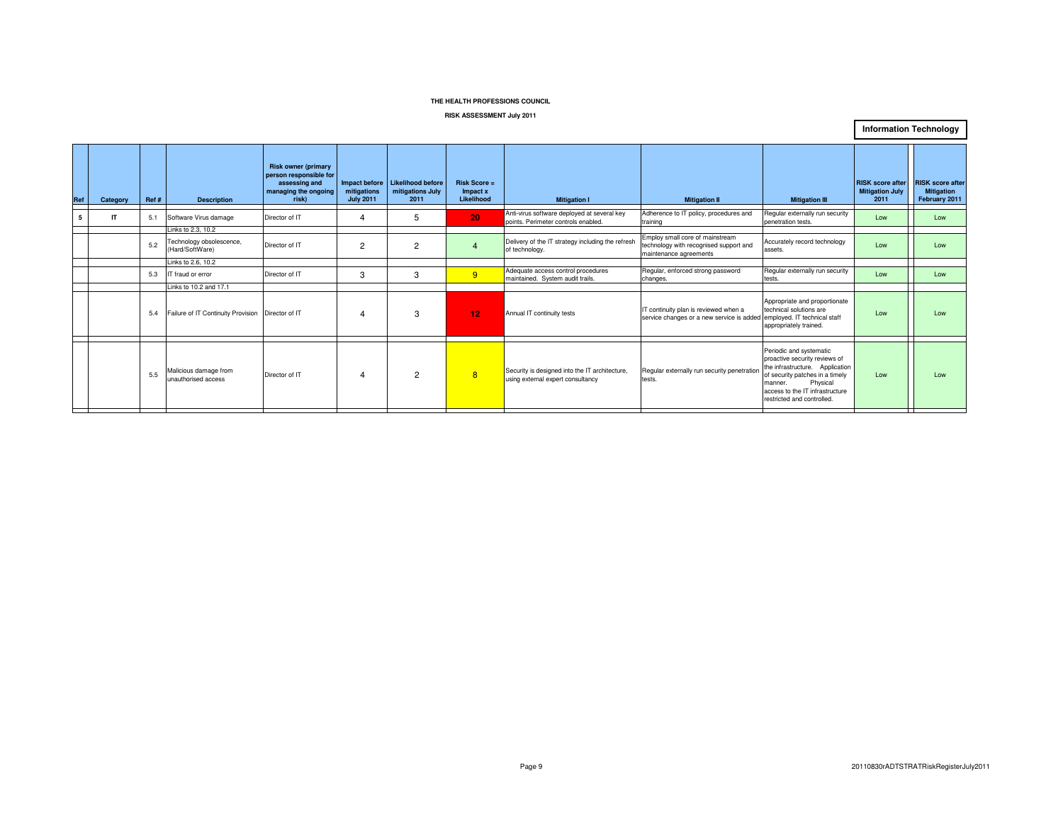**THE HEALTH PROFESSIONS COUNCIL**

**RISK ASSESSMENT July 2011**

**Information Technology**

| Ref | Category | Ref # | Description | Risk owner (primary person responsible for assessing and managing the ongoing risk) | Impact before mitigations July 2011 | Likelihood before mitigations July 2011 | Risk Score = Impact x Likelihood | Mitigation I | Mitigation II | Mitigation III | RISK score after Mitigation July 2011 | RISK score after Mitigation February 2011 |
|---|---|---|---|---|---|---|---|---|---|---|---|---|
| 5 | IT | 5.1 | Software Virus damage | Director of IT | 4 | 5 | 20 | Anti-virus software deployed at several key points. Perimeter controls enabled. | Adherence to IT policy, procedures and training | Regular externally run security penetration tests. | Low | Low |
| | | | Links to 2.3, 10.2 | | | | | | | | | |
| | | 5.2 | Technology obsolescence, (Hard/SoftWare) | Director of IT | 2 | 2 | 4 | Delivery of the IT strategy including the refresh of technology. | Employ small core of mainstream technology with recognised support and maintenance agreements | Accurately record technology assets. | Low | Low |
| | | | Links to 2.6, 10.2 | | | | | | | | | |
| | | 5.3 | IT fraud or error | Director of IT | 3 | 3 | 9 | Adequate access control procedures maintained. System audit trails. | Regular, enforced strong password changes. | Regular externally run security tests. | Low | Low |
| | | | Links to 10.2 and 17.1 | | | | | | | | | |
| | | 5.4 | Failure of IT Continuity Provision | Director of IT | 4 | 3 | 12 | Annual IT continuity tests | IT continuity plan is reviewed when a service changes or a new service is added | Appropriate and proportionate technical solutions are employed. IT technical staff appropriately trained. | Low | Low |
| | | 5.5 | Malicious damage from unauthorised access | Director of IT | 4 | 2 | 8 | Security is designed into the IT architecture, using external expert consultancy | Regular externally run security penetration tests. | Periodic and systematic proactive security reviews of the infrastructure. Application of security patches in a timely manner. Physical access to the IT infrastructure restricted and controlled. | Low | Low |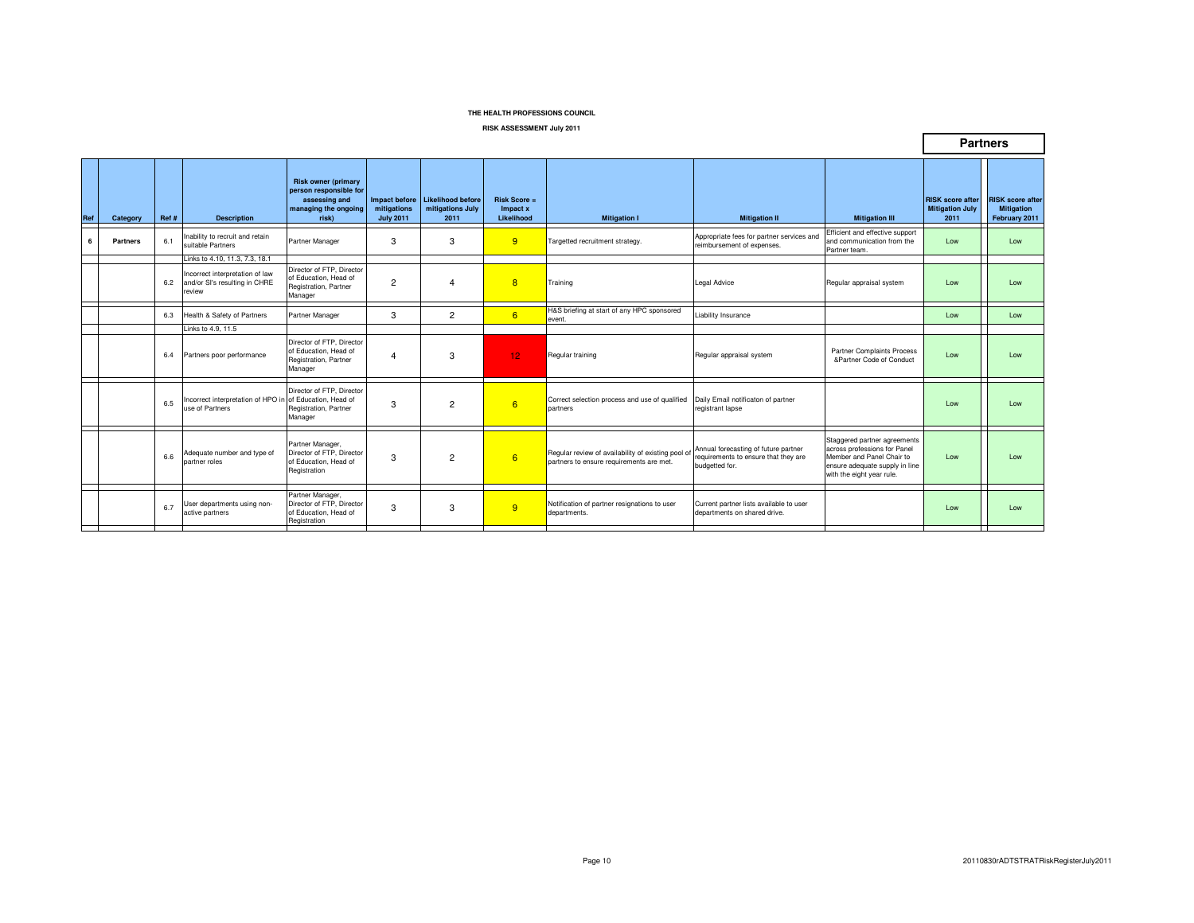**THE HEALTH PROFESSIONS COUNCIL**

**RISK ASSESSMENT July 2011**

## Partners

| Ref | Category | Ref # | Description | Risk owner (primary person responsible for assessing and managing the ongoing risk) | Impact before mitigations July 2011 | Likelihood before mitigations July 2011 | Risk Score = Impact x Likelihood | Mitigation I | Mitigation II | Mitigation III | RISK score after Mitigation July 2011 | RISK score after Mitigation February 2011 |
|---|---|---|---|---|---|---|---|---|---|---|---|---|
| 6 | **Partners** | 6.1 | Inability to recruit and retain suitable Partners | Partner Manager | 3 | 3 | 9 | Targetted recruitment strategy. | Appropriate fees for partner services and reimbursement of expenses. | Efficient and effective support and communication from the Partner team. | Low | Low |
| | | | Links to 4.10, 11.3, 7.3, 18.1 | | | | | | | | | |
| | | 6.2 | Incorrect interpretation of law and/or SI's resulting in CHRE review | Director of FTP, Director of Education, Head of Registration, Partner Manager | 2 | 4 | 8 | Training | Legal Advice | Regular appraisal system | Low | Low |
| | | 6.3 | Health & Safety of Partners | Partner Manager | 3 | 2 | 6 | H&S briefing at start of any HPC sponsored event. | Liability Insurance | | Low | Low |
| | | | Links to 4.9, 11.5 | | | | | | | | | |
| | | 6.4 | Partners poor performance | Director of FTP, Director of Education, Head of Registration, Partner Manager | 4 | 3 | 12 | Regular training | Regular appraisal system | Partner Complaints Process &Partner Code of Conduct | Low | Low |
| | | 6.5 | Incorrect interpretation of HPO in use of Partners | Director of FTP, Director of Education, Head of Registration, Partner Manager | 3 | 2 | 6 | Correct selection process and use of qualified partners | Daily Email notificaton of partner registrant lapse | | Low | Low |
| | | 6.6 | Adequate number and type of partner roles | Partner Manager, Director of FTP, Director of Education, Head of Registration | 3 | 2 | 6 | Regular review of availability of existing pool of partners to ensure requirements are met. | Annual forecasting of future partner requirements to ensure that they are budgetted for. | Staggered partner agreements across professions for Panel Member and Panel Chair to ensure adequate supply in line with the eight year rule. | Low | Low |
| | | 6.7 | User departments using non-active partners | Partner Manager, Director of FTP, Director of Education, Head of Registration | 3 | 3 | 9 | Notification of partner resignations to user departments. | Current partner lists available to user departments on shared drive. | | Low | Low |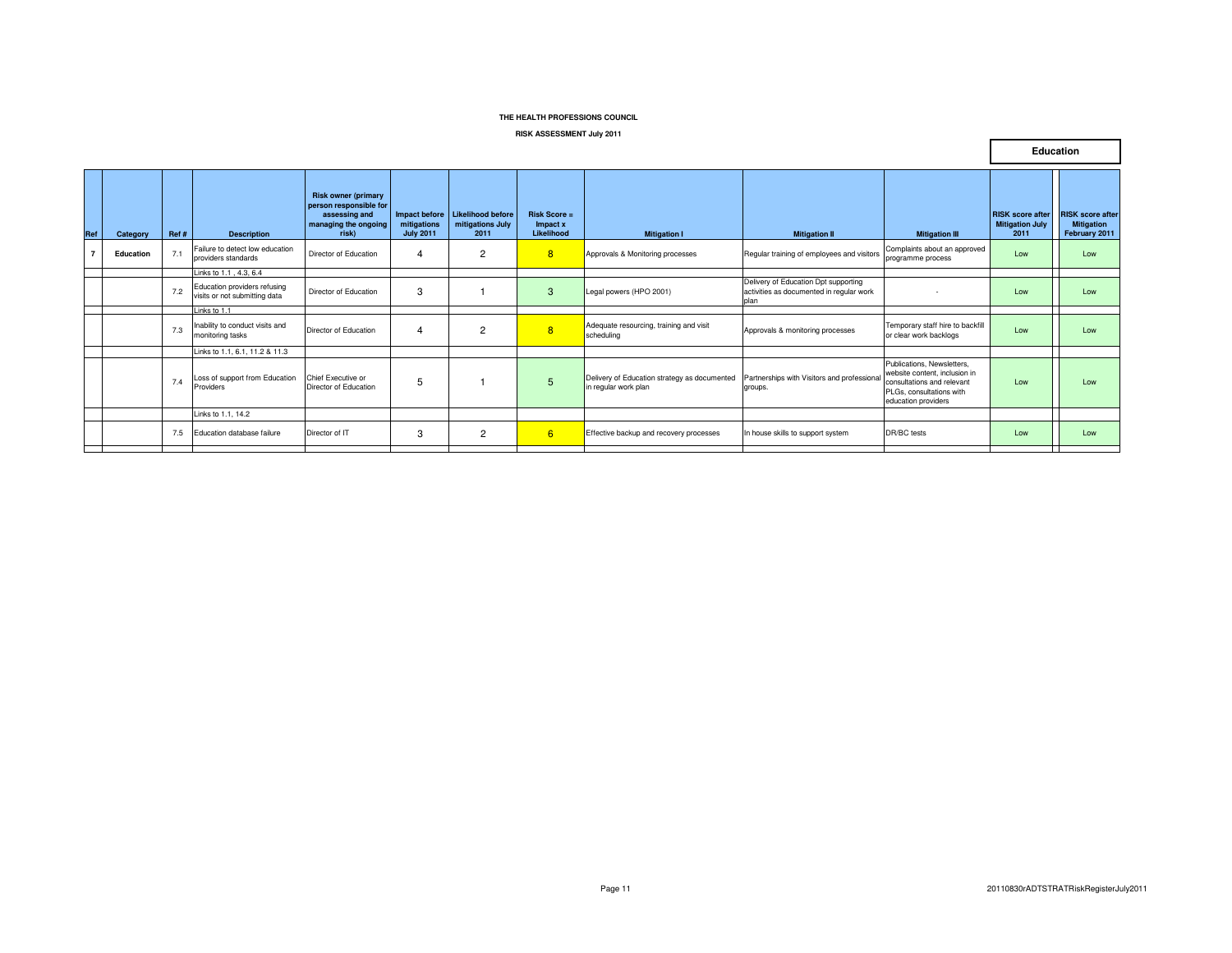**THE HEALTH PROFESSIONS COUNCIL**

**RISK ASSESSMENT July 2011**

**Education**

| Ref | Category | Ref # | Description | Risk owner (primary person responsible for assessing and managing the ongoing risk) | Impact before mitigations July 2011 | Likelihood before mitigations July 2011 | Risk Score = Impact x Likelihood | Mitigation I | Mitigation II | Mitigation III | RISK score after Mitigation July 2011 | RISK score after Mitigation February 2011 |
|---|---|---|---|---|---|---|---|---|---|---|---|---|
| 7 | Education | 7.1 | Failure to detect low education providers standards | Director of Education | 4 | 2 | 8 | Approvals & Monitoring processes | Regular training of employees and visitors | Complaints about an approved programme process | Low | Low |
| | | | Links to 1.1 , 4.3, 6.4 | | | | | | | | | |
| | | 7.2 | Education providers refusing visits or not submitting data | Director of Education | 3 | 1 | 3 | Legal powers (HPO 2001) | Delivery of Education Dpt supporting activities as documented in regular work plan | - | Low | Low |
| | | | Links to 1.1 | | | | | | | | | |
| | | 7.3 | Inability to conduct visits and monitoring tasks | Director of Education | 4 | 2 | 8 | Adequate resourcing, training and visit scheduling | Approvals & monitoring processes | Temporary staff hire to backfill or clear work backlogs | Low | Low |
| | | | Links to 1.1, 6.1, 11.2 & 11.3 | | | | | | | | | |
| | | 7.4 | Loss of support from Education Providers | Chief Executive or Director of Education | 5 | 1 | 5 | Delivery of Education strategy as documented in regular work plan | Partnerships with Visitors and professional groups. | Publications, Newsletters, website content, inclusion in consultations and relevant PLGs, consultations with education providers | Low | Low |
| | | | Links to 1.1, 14.2 | | | | | | | | | |
| | | 7.5 | Education database failure | Director of IT | 3 | 2 | 6 | Effective backup and recovery processes | In house skills to support system | DR/BC tests | Low | Low |

20110830rADTSTRATRiskRegisterJuly2011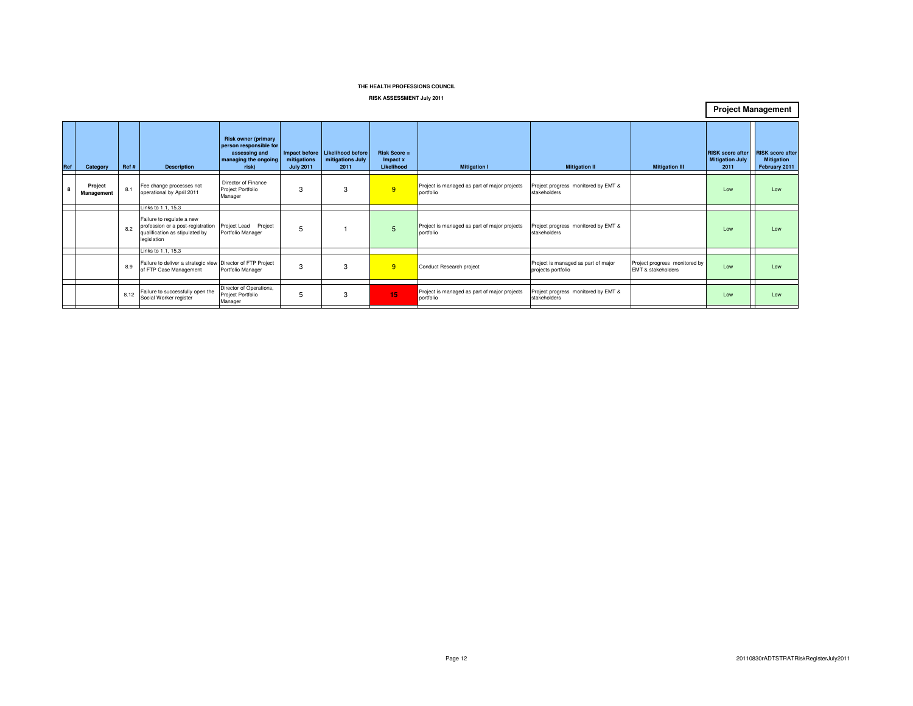THE HEALTH PROFESSIONS COUNCIL

RISK ASSESSMENT July 2011

**Project Management**

| Ref | Category | Ref # | Description | Risk owner (primary person responsible for assessing and managing the ongoing risk) | Impact before mitigations July 2011 | Likelihood before mitigations July 2011 | Risk Score = Impact x Likelihood | Mitigation I | Mitigation II | Mitigation III | RISK score after Mitigation July 2011 | RISK score after Mitigation February 2011 |
|---|---|---|---|---|---|---|---|---|---|---|---|---|
| 8 | Project Management | 8.1 | Fee change processes not operational by April 2011 | Director of Finance Project Portfolio Manager | 3 | 3 | 9 | Project is managed as part of major projects portfolio | Project progress monitored by EMT & stakeholders | | Low | Low |
| | | | Links to 1.1, 15.3 | | | | | | | | | |
| | | 8.2 | Failure to regulate a new profession or a post-registration qualification as stipulated by legislation | Project Lead Project Portfolio Manager | 5 | 1 | 5 | Project is managed as part of major projects portfolio | Project progress monitored by EMT & stakeholders | | Low | Low |
| | | | Links to 1.1, 15.3 | | | | | | | | | |
| | | 8.9 | Failure to deliver a strategic view of FTP Case Management | Director of FTP Project Portfolio Manager | 3 | 3 | 9 | Conduct Research project | Project is managed as part of major projects portfolio | Project progress monitored by EMT & stakeholders | Low | Low |
| | | 8.12 | Failure to successfully open the Social Worker register | Director of Operations, Project Portfolio Manager | 5 | 3 | 15 | Project is managed as part of major projects portfolio | Project progress monitored by EMT & stakeholders | | Low | Low |

20110830rADTSTRATRiskRegisterJuly2011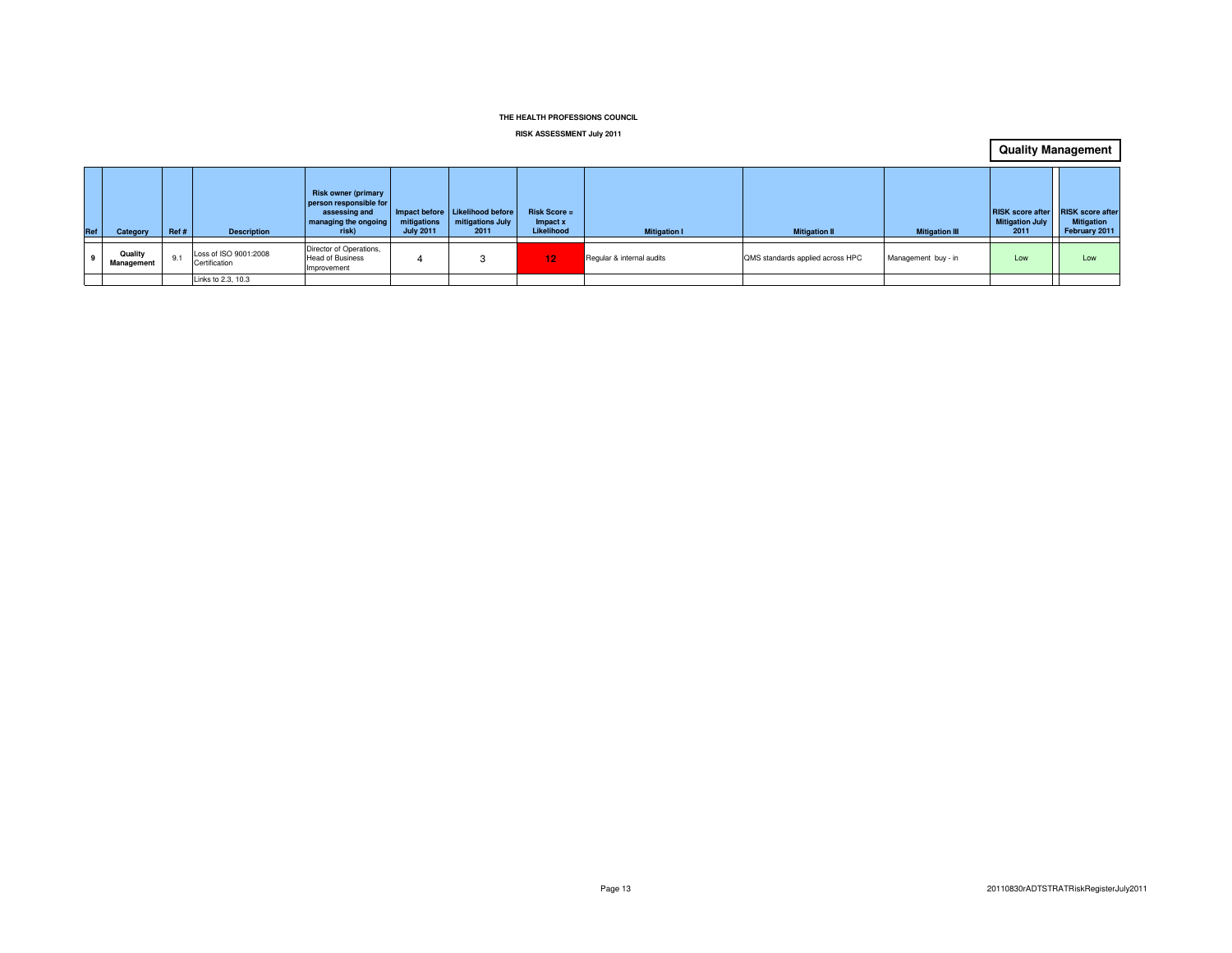THE HEALTH PROFESSIONS COUNCIL

RISK ASSESSMENT July 2011

**Quality Management**

| Ref | Category | Ref # | Description | Risk owner (primary person responsible for assessing and managing the ongoing risk) | Impact before mitigations July 2011 | Likelihood before mitigations July 2011 | Risk Score = Impact x Likelihood | Mitigation I | Mitigation II | Mitigation III | RISK score after Mitigation July 2011 | RISK score after Mitigation February 2011 |
|---|---|---|---|---|---|---|---|---|---|---|---|---|
| 9 | Quality Management | 9.1 | Loss of ISO 9001:2008 Certification | Director of Operations, Head of Business Improvement | 4 | 3 | 12 | Regular & internal audits | QMS standards applied across HPC | Management buy - in | Low | Low |
| | | | Links to 2.3, 10.3 | | | | | | | | | |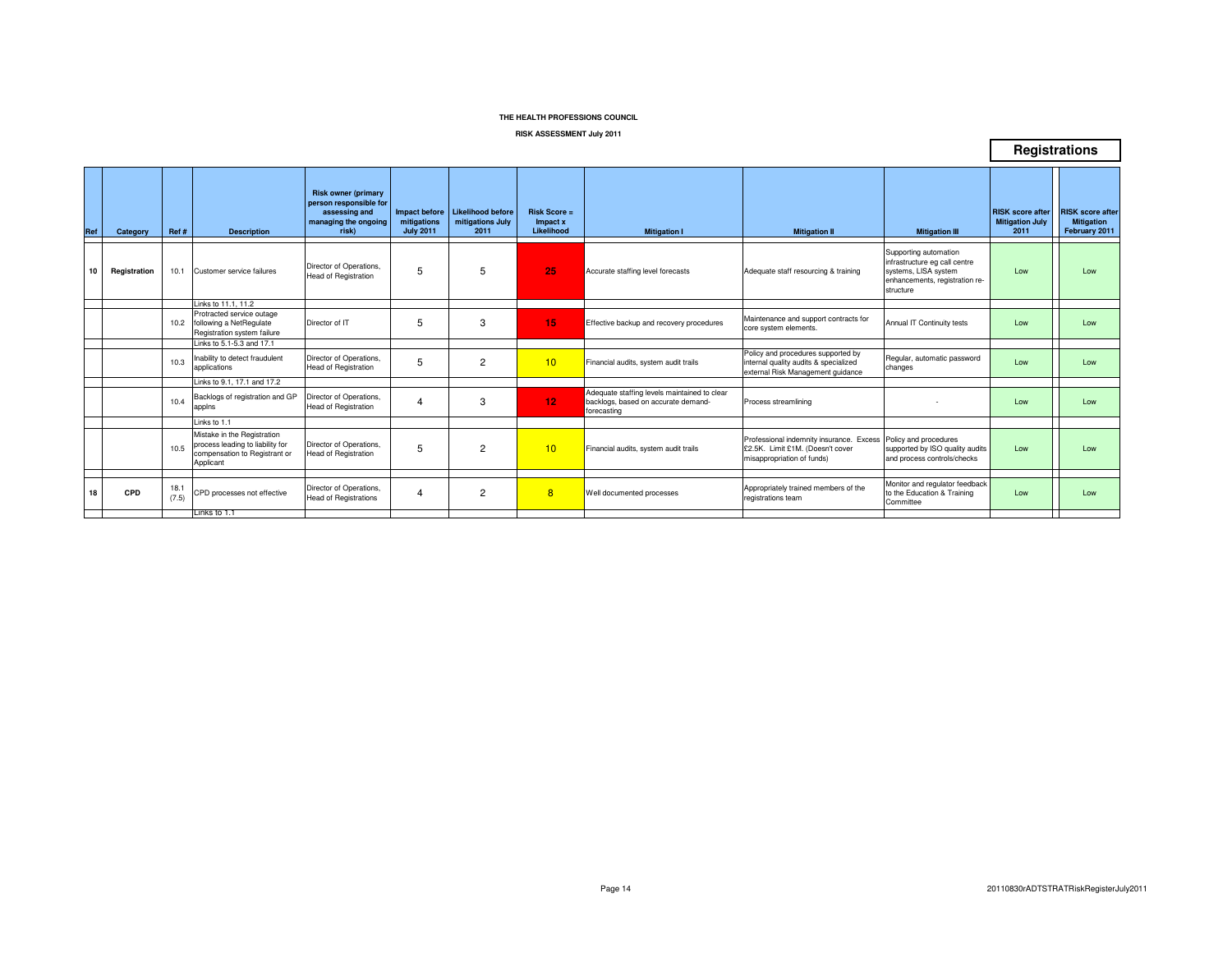**THE HEALTH PROFESSIONS COUNCIL**

**RISK ASSESSMENT July 2011**

## Registrations

| Ref | Category | Ref # | Description | Risk owner (primary person responsible for assessing and managing the ongoing risk) | Impact before mitigations July 2011 | Likelihood before mitigations July 2011 | Risk Score = Impact x Likelihood | Mitigation I | Mitigation II | Mitigation III | RISK score after Mitigation July 2011 | RISK score after Mitigation February 2011 |
|---|---|---|---|---|---|---|---|---|---|---|---|---|
| 10 | Registration | 10.1 | Customer service failures | Director of Operations, Head of Registration | 5 | 5 | 25 | Accurate staffing level forecasts | Adequate staff resourcing & training | Supporting automation infrastructure eg call centre systems, LISA system enhancements, registration re-structure | Low | Low |
| | | | Links to 11.1, 11.2 | | | | | | | | | |
| | | 10.2 | Protracted service outage following a NetRegulate Registration system failure | Director of IT | 5 | 3 | 15 | Effective backup and recovery procedures | Maintenance and support contracts for core system elements. | Annual IT Continuity tests | Low | Low |
| | | | Links to 5.1-5.3 and 17.1 | | | | | | | | | |
| | | 10.3 | Inability to detect fraudulent applications | Director of Operations, Head of Registration | 5 | 2 | 10 | Financial audits, system audit trails | Policy and procedures supported by internal quality audits & specialized external Risk Management guidance | Regular, automatic password changes | Low | Low |
| | | | Links to 9.1, 17.1 and 17.2 | | | | | | | | | |
| | | 10.4 | Backlogs of registration and GP applns | Director of Operations, Head of Registration | 4 | 3 | 12 | Adequate staffing levels maintained to clear backlogs, based on accurate demand-forecasting | Process streamlining | - | Low | Low |
| | | | Links to 1.1 | | | | | | | | | |
| | | 10.5 | Mistake in the Registration process leading to liability for compensation to Registrant or Applicant | Director of Operations, Head of Registration | 5 | 2 | 10 | Financial audits, system audit trails | Professional indemnity insurance. Excess £2.5K. Limit £1M. (Doesn't cover misappropriation of funds) | Policy and procedures supported by ISO quality audits and process controls/checks | Low | Low |
| 18 | CPD | 18.1 (7.5) | CPD processes not effective | Director of Operations, Head of Registrations | 4 | 2 | 8 | Well documented processes | Appropriately trained members of the registrations team | Monitor and regulator feedback to the Education & Training Committee | Low | Low |
| | | | Links to 1.1 | | | | | | | | | |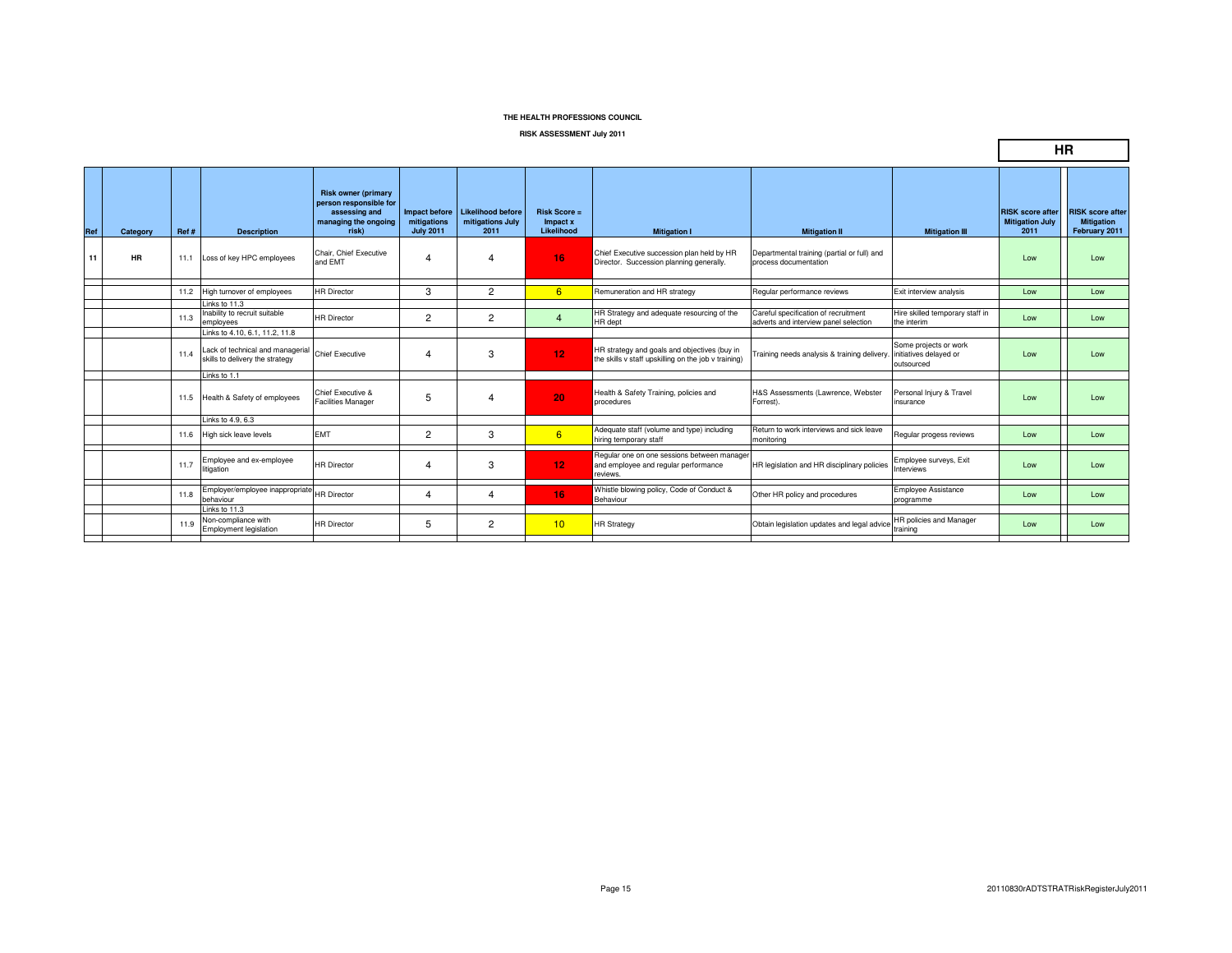**THE HEALTH PROFESSIONS COUNCIL**

**RISK ASSESSMENT July 2011**

**HR**

| Ref | Category | Ref # | Description | Risk owner (primary person responsible for assessing and managing the ongoing risk) | Impact before mitigations July 2011 | Likelihood before mitigations July 2011 | Risk Score = Impact x Likelihood | Mitigation I | Mitigation II | Mitigation III | RISK score after Mitigation July 2011 | RISK score after Mitigation February 2011 |
|---|---|---|---|---|---|---|---|---|---|---|---|---|
| 11 | HR | 11.1 | Loss of key HPC employees | Chair, Chief Executive and EMT | 4 | 4 | 16 | Chief Executive succession plan held by HR Director. Succession planning generally. | Departmental training (partial or full) and process documentation | | Low | Low |
| | | 11.2 | High turnover of employees | HR Director | 3 | 2 | 6 | Remuneration and HR strategy | Regular performance reviews | Exit interview analysis | Low | Low |
| | | | Links to 11.3 | | | | | | | | | |
| | | 11.3 | Inability to recruit suitable employees | HR Director | 2 | 2 | 4 | HR Strategy and adequate resourcing of the HR dept | Careful specification of recruitment adverts and interview panel selection | Hire skilled temporary staff in the interim | Low | Low |
| | | | Links to 4.10, 6.1, 11.2, 11.8 | | | | | | | | | |
| | | 11.4 | Lack of technical and managerial skills to delivery the strategy | Chief Executive | 4 | 3 | 12 | HR strategy and goals and objectives (buy in the skills v staff upskilling on the job v training) | Training needs analysis & training delivery. | Some projects or work initiatives delayed or outsourced | Low | Low |
| | | | Links to 1.1 | | | | | | | | | |
| | | 11.5 | Health & Safety of employees | Chief Executive & Facilities Manager | 5 | 4 | 20 | Health & Safety Training, policies and procedures | H&S Assessments (Lawrence, Webster Forrest). | Personal Injury & Travel insurance | Low | Low |
| | | | Links to 4.9, 6.3 | | | | | | | | | |
| | | 11.6 | High sick leave levels | EMT | 2 | 3 | 6 | Adequate staff (volume and type) including hiring temporary staff | Return to work interviews and sick leave monitoring | Regular progess reviews | Low | Low |
| | | 11.7 | Employee and ex-employee litigation | HR Director | 4 | 3 | 12 | Regular one on one sessions between manager and employee and regular performance reviews. | HR legislation and HR disciplinary policies | Employee surveys, Exit Interviews | Low | Low |
| | | 11.8 | Employer/employee inappropriate behaviour | HR Director | 4 | 4 | 16 | Whistle blowing policy, Code of Conduct & Behaviour | Other HR policy and procedures | Employee Assistance programme | Low | Low |
| | | | Links to 11.3 | | | | | | | | | |
| | | 11.9 | Non-compliance with Employment legislation | HR Director | 5 | 2 | 10 | HR Strategy | Obtain legislation updates and legal advice | HR policies and Manager training | Low | Low |

20110830rADTSTRATRiskRegisterJuly2011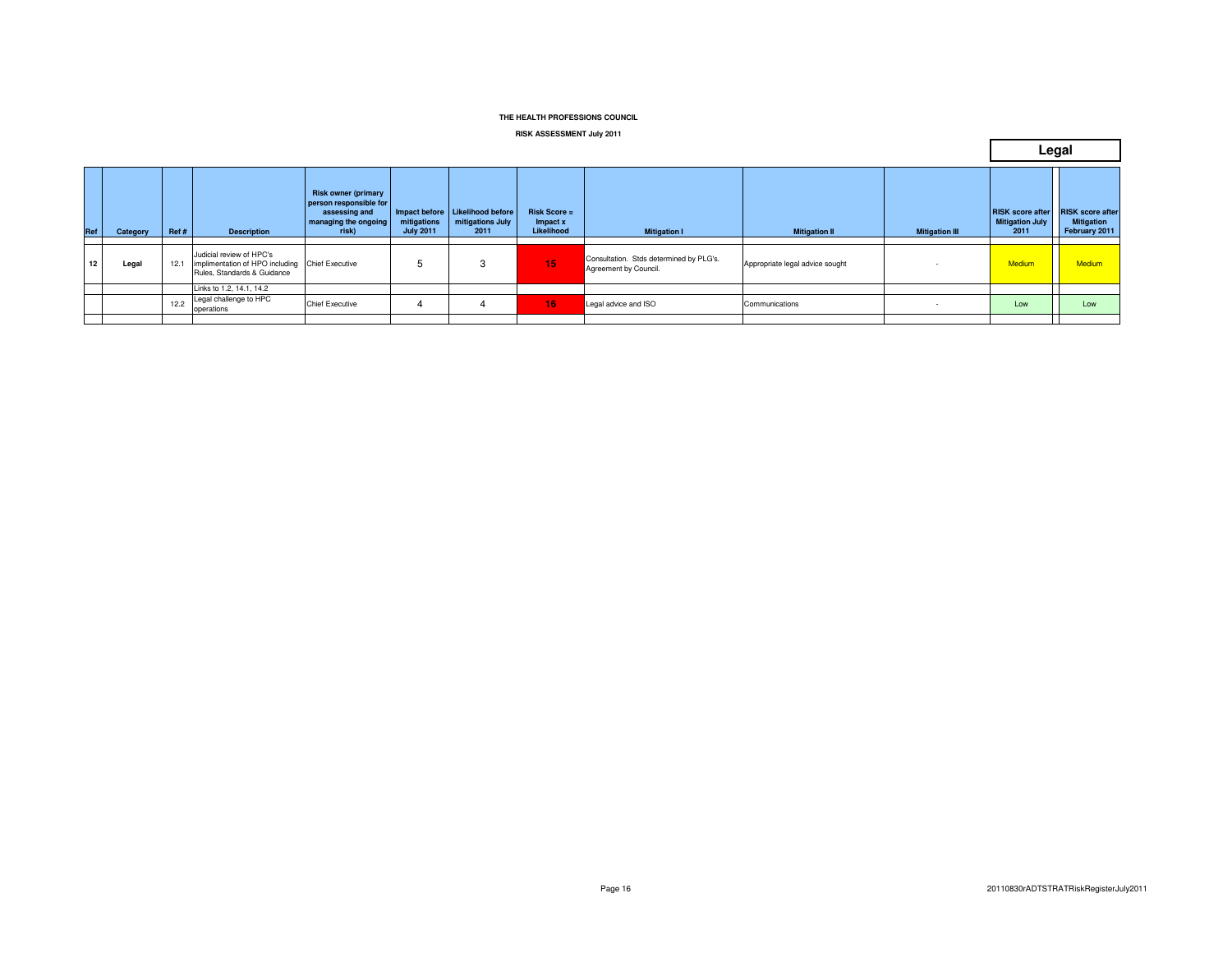THE HEALTH PROFESSIONS COUNCIL

RISK ASSESSMENT July 2011

**Legal**

| Ref | Category | Ref # | Description | Risk owner (primary person responsible for assessing and managing the ongoing risk) | Impact before mitigations July 2011 | Likelihood before mitigations July 2011 | Risk Score = Impact x Likelihood | Mitigation I | Mitigation II | Mitigation III | RISK score after Mitigation July 2011 | RISK score after Mitigation February 2011 |
|---|---|---|---|---|---|---|---|---|---|---|---|---|
| 12 | Legal | 12.1 | Judicial review of HPC's implimentation of HPO including Rules, Standards & Guidance | Chief Executive | 5 | 3 | 15 | Consultation. Stds determined by PLG's. Agreement by Council. | Appropriate legal advice sought | - | Medium | Medium |
| | | | Links to 1.2, 14.1, 14.2 | | | | | | | | | |
| | | 12.2 | Legal challenge to HPC operations | Chief Executive | 4 | 4 | 16 | Legal advice and ISO | Communications | - | Low | Low |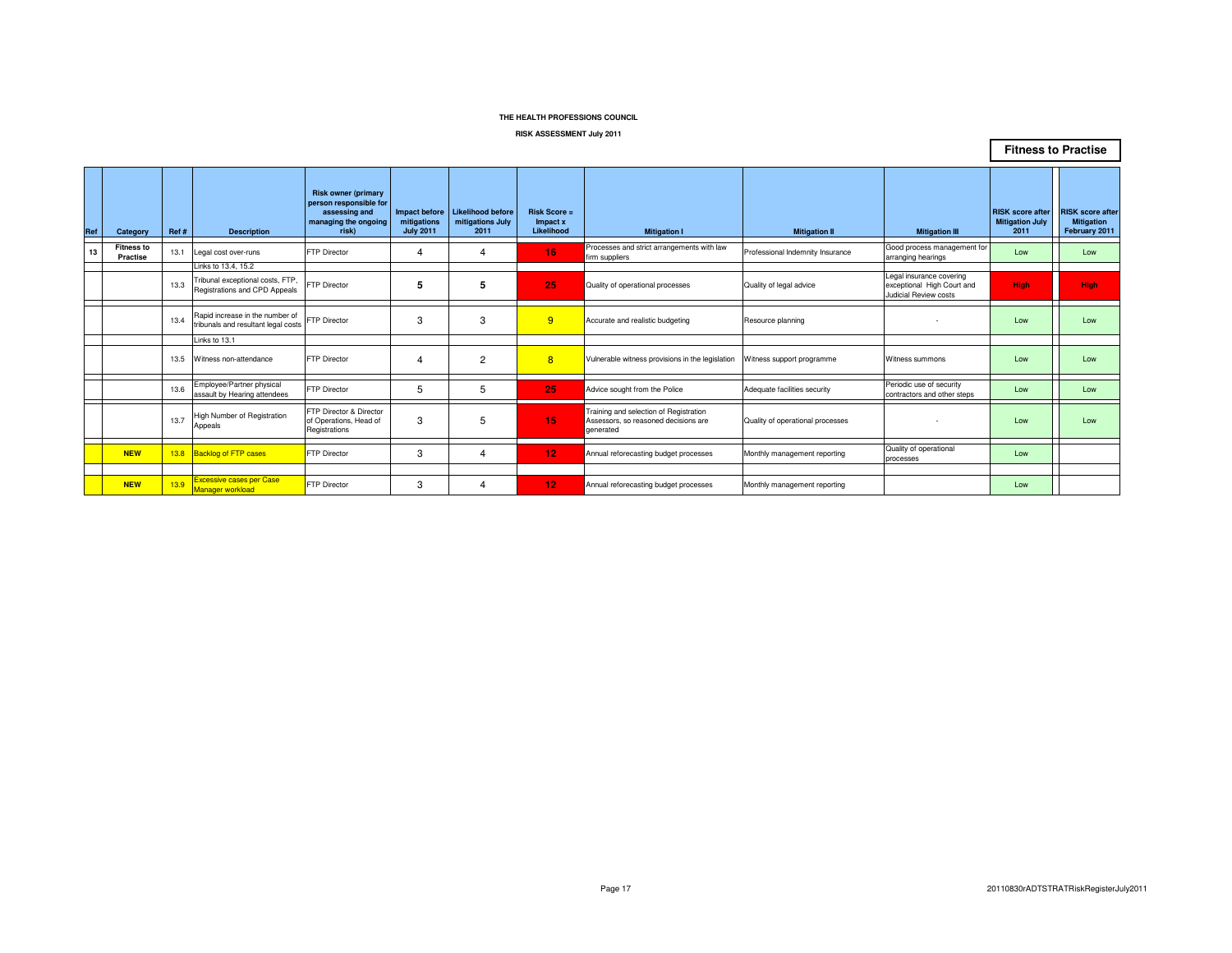THE HEALTH PROFESSIONS COUNCIL

RISK ASSESSMENT July 2011

**Fitness to Practise**

| Ref | Category | Ref # | Description | Risk owner (primary person responsible for assessing and managing the ongoing risk) | Impact before mitigations July 2011 | Likelihood before mitigations July 2011 | Risk Score = Impact x Likelihood | Mitigation I | Mitigation II | Mitigation III | RISK score after Mitigation July 2011 | RISK score after Mitigation February 2011 |
|---|---|---|---|---|---|---|---|---|---|---|---|---|
| 13 | Fitness to Practise | 13.1 | Legal cost over-runs | FTP Director | 4 | 4 | 16 | Processes and strict arrangements with law firm suppliers | Professional Indemnity Insurance | Good process management for arranging hearings | Low | Low |
| | | | Links to 13.4, 15.2 | | | | | | | | | |
| | | 13.3 | Tribunal exceptional costs, FTP, Registrations and CPD Appeals | FTP Director | 5 | 5 | 25 | Quality of operational processes | Quality of legal advice | Legal insurance covering exceptional High Court and Judicial Review costs | High | High |
| | | 13.4 | Rapid increase in the number of tribunals and resultant legal costs | FTP Director | 3 | 3 | 9 | Accurate and realistic budgeting | Resource planning | - | Low | Low |
| | | | Links to 13.1 | | | | | | | | | |
| | | 13.5 | Witness non-attendance | FTP Director | 4 | 2 | 8 | Vulnerable witness provisions in the legislation | Witness support programme | Witness summons | Low | Low |
| | | 13.6 | Employee/Partner physical assault by Hearing attendees | FTP Director | 5 | 5 | 25 | Advice sought from the Police | Adequate facilities security | Periodic use of security contractors and other steps | Low | Low |
| | | 13.7 | High Number of Registration Appeals | FTP Director & Director of Operations, Head of Registrations | 3 | 5 | 15 | Training and selection of Registration Assessors, so reasoned decisions are generated | Quality of operational processes | - | Low | Low |
| | NEW | 13.8 | Backlog of FTP cases | FTP Director | 3 | 4 | 12 | Annual reforecasting budget processes | Monthly management reporting | Quality of operational processes | Low | |
| | NEW | 13.9 | Excessive cases per Case Manager workload | FTP Director | 3 | 4 | 12 | Annual reforecasting budget processes | Monthly management reporting | | Low | |

20110830rADTSTRATRiskRegisterJuly2011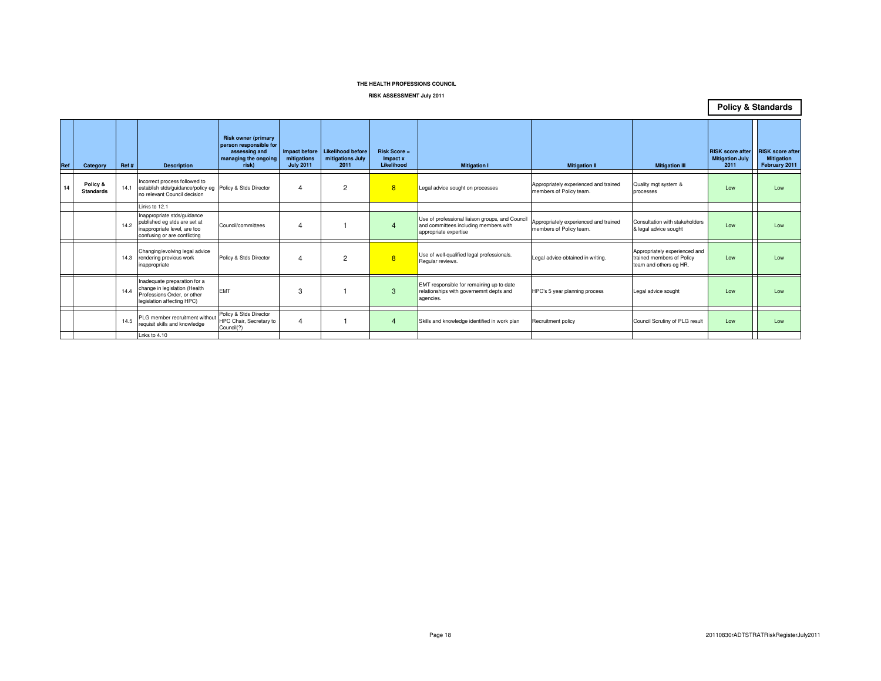**THE HEALTH PROFESSIONS COUNCIL**

**RISK ASSESSMENT July 2011**

**Policy & Standards**

| Ref | Category | Ref # | Description | Risk owner (primary person responsible for assessing and managing the ongoing risk) | Impact before mitigations July 2011 | Likelihood before mitigations July 2011 | Risk Score = Impact x Likelihood | Mitigation I | Mitigation II | Mitigation III | RISK score after Mitigation July 2011 | RISK score after Mitigation February 2011 |
|---|---|---|---|---|---|---|---|---|---|---|---|---|
| 14 | Policy & Standards | 14.1 | Incorrect process followed to establish stds/guidance/policy eg no relevant Council decision | Policy & Stds Director | 4 | 2 | 8 | Legal advice sought on processes | Appropriately experienced and trained members of Policy team. | Quality mgt system & processes | Low | Low |
| | | | Links to 12.1 | | | | | | | | | |
| | | 14.2 | Inappropriate stds/guidance published eg stds are set at inappropriate level, are too confusing or are conflicting | Council/committees | 4 | 1 | 4 | Use of professional liaison groups, and Council and committees including members with appropriate expertise | Appropriately experienced and trained members of Policy team. | Consultation with stakeholders & legal advice sought | Low | Low |
| | | 14.3 | Changing/evolving legal advice rendering previous work inappropriate | Policy & Stds Director | 4 | 2 | 8 | Use of well-qualified legal professionals. Regular reviews. | Legal advice obtained in writing. | Appropriately experienced and trained members of Policy team and others eg HR. | Low | Low |
| | | 14.4 | Inadequate preparation for a change in legislation (Health Professions Order, or other legislation affecting HPC) | EMT | 3 | 1 | 3 | EMT responsible for remaining up to date relationships with governemnt depts and agencies. | HPC's 5 year planning process | Legal advice sought | Low | Low |
| | | 14.5 | PLG member recruitment without requisit skills and knowledge | Policy & Stds Director HPC Chair, Secretary to Council(?) | 4 | 1 | 4 | Skills and knowledge identified in work plan | Recruitment policy | Council Scrutiny of PLG result | Low | Low |
| | | | Lnks to 4.10 | | | | | | | | | |

20110830rADTSTRATRiskRegisterJuly2011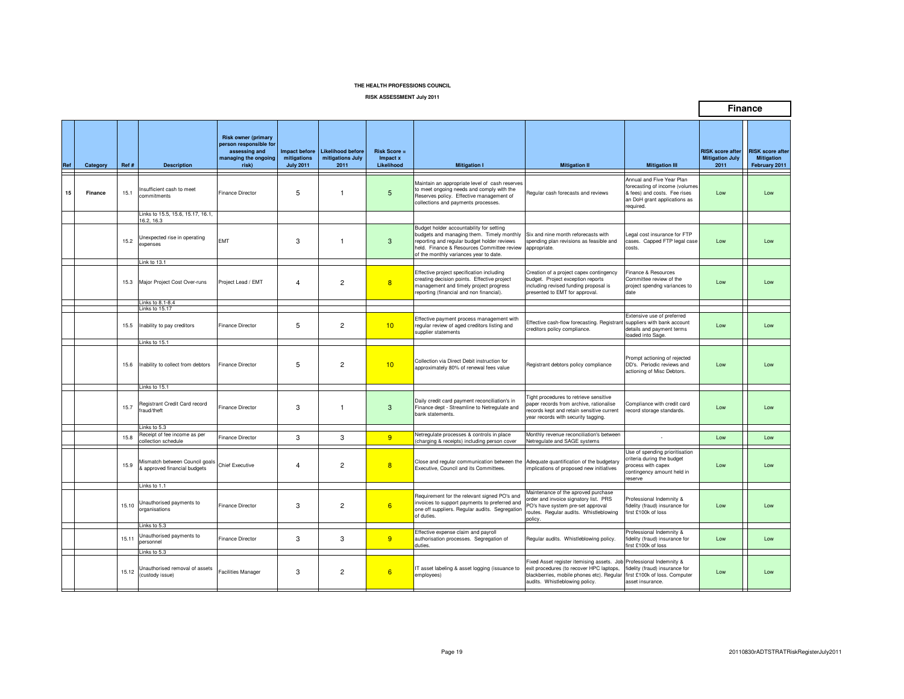**THE HEALTH PROFESSIONS COUNCIL**

**RISK ASSESSMENT July 2011**

## Finance

| Ref | Category | Ref # | Description | Risk owner (primary person responsible for assessing and managing the ongoing risk) | Impact before mitigations July 2011 | Likelihood before mitigations July 2011 | Risk Score = Impact x Likelihood | Mitigation I | Mitigation II | Mitigation III | RISK score after Mitigation July 2011 | RISK score after Mitigation February 2011 |
|---|---|---|---|---|---|---|---|---|---|---|---|---|
| 15 | Finance | 15.1 | Insufficient cash to meet commitments | Finance Director | 5 | 1 | 5 | Maintain an appropriate level of cash reserves to meet ongoing needs and comply with the Reserves policy. Effective management of collections and payments processes. | Regular cash forecasts and reviews | Annual and Five Year Plan forecasting of income (volumes & fees) and costs. Fee rises an DoH grant applications as required. | Low | Low |
| | | | Links to 15.5, 15.6, 15.17, 16.1, 16.2, 16.3 | | | | | | | | | |
| | | 15.2 | Unexpected rise in operating expenses | EMT | 3 | 1 | 3 | Budget holder accountability for setting budgets and managing them. Timely monthly reporting and regular budget holder reviews held. Finance & Resources Committee review of the monthly variances year to date. | Six and nine month reforecasts with spending plan revisions as feasible and appropriate. | Legal cost insurance for FTP cases. Capped FTP legal case costs. | Low | Low |
| | | | Link to 13.1 | | | | | | | | | |
| | | 15.3 | Major Project Cost Over-runs | Project Lead / EMT | 4 | 2 | 8 | Effective project specification including creating decision points. Effective project management and timely project progress reporting (financial and non financial). | Creation of a project capex contingency budget. Project exception reports including revised funding proposal is presented to EMT for approval. | Finance & Resources Committee review of the project spendng variances to date | Low | Low |
| | | | Links to 8.1-8.4 | | | | | | | | | |
| | | | Links to 15.17 | | | | | | | | | |
| | | 15.5 | Inability to pay creditors | Finance Director | 5 | 2 | 10 | Effective payment process management with regular review of aged creditors listing and supplier statements | Effective cash-flow forecasting. Registrant creditors policy compliance. | Extensive use of preferred suppliers with bank account details and payment terms loaded into Sage. | Low | Low |
| | | | Links to 15.1 | | | | | | | | | |
| | | 15.6 | Inability to collect from debtors | Finance Director | 5 | 2 | 10 | Collection via Direct Debit instruction for approximately 80% of renewal fees value | Registrant debtors policy compliance | Prompt actioning of rejected DD's. Periodic reviews and actioning of Misc Debtors. | Low | Low |
| | | | Links to 15.1 | | | | | | | | | |
| | | 15.7 | Registrant Credit Card record fraud/theft | Finance Director | 3 | 1 | 3 | Daily credit card payment reconciliation's in Finance dept - Streamline to Netregulate and bank statements. | Tight procedures to retrieve sensitive paper records from archive, rationalise records kept and retain sensitive current year records with security tagging. | Compliance with credit card record storage standards. | Low | Low |
| | | | Links to 5.3 | | | | | | | | | |
| | | 15.8 | Receipt of fee income as per collection schedule | Finance Director | 3 | 3 | 9 | Netregulate processes & controls in place (charging & receipts) including person cover | Monthly revenue reconcilliation's between Netregulate and SAGE systems | - | Low | Low |
| | | 15.9 | Mismatch between Council goals & approved financial budgets | Chief Executive | 4 | 2 | 8 | Close and regular communication between the Executive, Council and its Committees. | Adequate quantification of the budgetary implications of proposed new initiatives | Use of spending prioritisation criteria during the budget process with capex contingency amount held in reserve | Low | Low |
| | | | Links to 1.1 | | | | | | | | | |
| | | 15.10 | Unauthorised payments to organisations | Finance Director | 3 | 2 | 6 | Requirement for the relevant signed PO's and invoices to support payments to preferred and one off suppliers. Regular audits. Segregation of duties. | Maintenance of the aproved purchase order and invoice signatory list. PRS PO's have system pre-set approval routes. Regular audits. Whistleblowing policy. | Professional Indemnity & fidelity (fraud) insurance for first £100k of loss | Low | Low |
| | | | Links to 5.3 | | | | | | | | | |
| | | 15.11 | Unauthorised payments to personnel | Finance Director | 3 | 3 | 9 | Effective expense claim and payroll authorisation processes. Segregation of duties. | Regular audits. Whistleblowing policy. | Professional Indemnity & fidelity (fraud) insurance for first £100k of loss | Low | Low |
| | | | Links to 5.3 | | | | | | | | | |
| | | 15.12 | Unauthorised removal of assets (custody issue) | Facilities Manager | 3 | 2 | 6 | IT asset labeling & asset logging (issuance to employees) | Fixed Asset register itemising assets. Job exit procedures (to recover HPC laptops, blackberries, mobile phones etc). Regular audits. Whistleblowing policy. | Professional Indemnity & fidelity (fraud) insurance for first £100k of loss. Computer asset insurance. | Low | Low |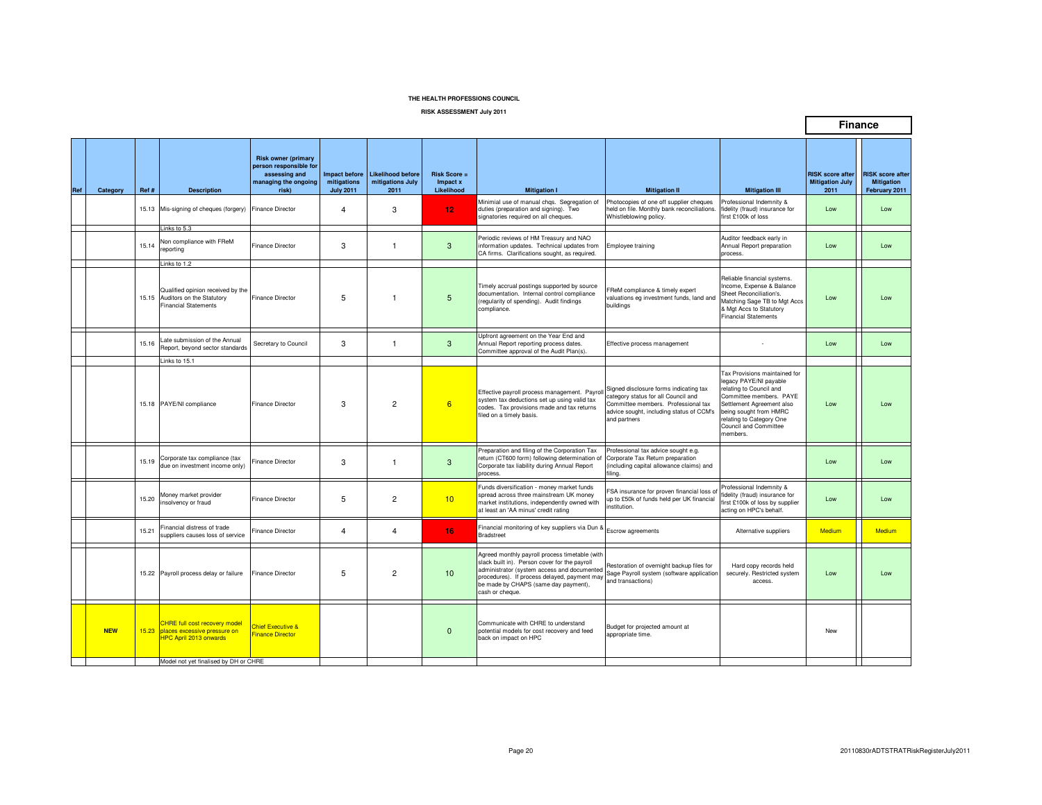**THE HEALTH PROFESSIONS COUNCIL**

**RISK ASSESSMENT July 2011**

## Finance

| Ref | Category | Ref # | Description | Risk owner (primary person responsible for assessing and managing the ongoing risk) | Impact before mitigations July 2011 | Likelihood before mitigations July 2011 | Risk Score = Impact x Likelihood | Mitigation I | Mitigation II | Mitigation III | RISK score after Mitigation July 2011 | RISK score after Mitigation February 2011 |
|---|---|---|---|---|---|---|---|---|---|---|---|---|
| | | 15.13 | Mis-signing of cheques (forgery) | Finance Director | 4 | 3 | 12 | Minimial use of manual chqs. Segregation of duties (preparation and signing). Two signatories required on all cheques. | Photocopies of one off supplier cheques held on file. Monthly bank reconciliations. Whistleblowing policy. | Professional Indemnity & fidelity (fraud) insurance for first £100k of loss | Low | Low |
| | | | Links to 5.3 | | | | | | | | | |
| | | 15.14 | Non compliance with FReM reporting | Finance Director | 3 | 1 | 3 | Periodic reviews of HM Treasury and NAO information updates. Technical updates from CA firms. Clarifications sought, as required. | Employee training | Auditor feedback early in Annual Report preparation process. | Low | Low |
| | | | Links to 1.2 | | | | | | | | | |
| | | 15.15 | Qualified opinion received by the Auditors on the Statutory Financial Statements | Finance Director | 5 | 1 | 5 | Timely accrual postings supported by source documentation. Internal control compliance (regularity of spending). Audit findings compliance. | FReM compliance & timely expert valuations eg investment funds, land and buildings | Reliable financial systems. Income, Expense & Balance Sheet Reconciliation's. Matching Sage TB to Mgt Accs & Mgt Accs to Statutory Financial Statements | Low | Low |
| | | 15.16 | Late submission of the Annual Report, beyond sector standards | Secretary to Council | 3 | 1 | 3 | Upfront agreement on the Year End and Annual Report reporting process dates. Committee approval of the Audit Plan(s). | Effective process management | - | Low | Low |
| | | | Links to 15.1 | | | | | | | | | |
| | | 15.18 | PAYE/NI compliance | Finance Director | 3 | 2 | 6 | Effective payroll process management. Payroll system tax deductions set up using valid tax codes. Tax provisions made and tax returns filed on a timely basis. | Signed disclosure forms indicating tax category status for all Council and Committee members. Professional tax advice sought, including status of CCM's and partners | Tax Provisions maintained for legacy PAYE/NI payable relating to Council and Committee members. PAYE Settlement Agreement also being sought from HMRC relating to Category One Council and Committee members. | Low | Low |
| | | 15.19 | Corporate tax compliance (tax due on investment income only) | Finance Director | 3 | 1 | 3 | Preparation and filing of the Corporation Tax return (CT600 form) following determination of Corporate tax liability during Annual Report process. | Professional tax advice sought e.g. Corporate Tax Return preparation (including capital allowance claims) and filing. | | Low | Low |
| | | 15.20 | Money market provider insolvency or fraud | Finance Director | 5 | 2 | 10 | Funds diversification - money market funds spread across three mainstream UK money market institutions, independently owned with at least an 'AA minus' credit rating | FSA insurance for proven financial loss of up to £50k of funds held per UK financial institution. | Professional Indemnity & fidelity (fraud) insurance for first £100k of loss by supplier acting on HPC's behalf. | Low | Low |
| | | 15.21 | Financial distress of trade suppliers causes loss of service | Finance Director | 4 | 4 | 16 | Financial monitoring of key suppliers via Dun & Bradstreet | Escrow agreements | Alternative suppliers | Medium | Medium |
| | | 15.22 | Payroll process delay or failure | Finance Director | 5 | 2 | 10 | Agreed monthly payroll process timetable (with slack built in). Person cover for the payroll administrator (system access and documented procedures). If process delayed, payment may be made by CHAPS (same day payment), cash or cheque. | Restoration of overnight backup files for Sage Payroll system (software application and transactions) | Hard copy records held securely. Restricted system access. | Low | Low |
| | NEW | 15.23 | CHRE full cost recovery model places excessive pressure on HPC April 2013 onwards | Chief Executive & Finance Director | | | 0 | Communicate with CHRE to understand potential models for cost recovery and feed back on impact on HPC | Budget for projected amount at appropriate time. | | New | |
| | | | Model not yet finalised by DH or CHRE | | | | | | | | | |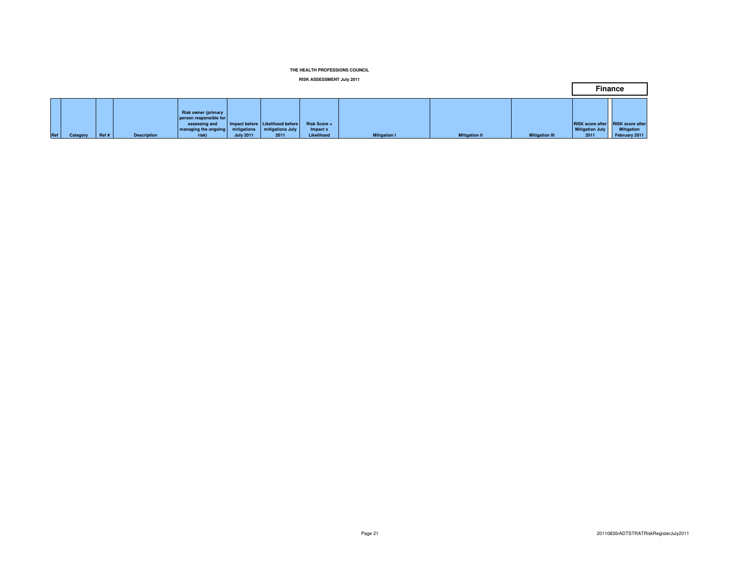THE HEALTH PROFESSIONS COUNCIL

RISK ASSESSMENT July 2011

**Finance**

| Ref | Category | Ref # | Description | Risk owner (primary person responsible for assessing and managing the ongoing risk) | Impact before mitigations July 2011 | Likelihood before mitigations July 2011 | Risk Score = Impact x Likelihood | Mitigation I | Mitigation II | Mitigation III | RISK score after Mitigation July 2011 | RISK score after Mitigation February 2011 |
|---|---|---|---|---|---|---|---|---|---|---|---|---|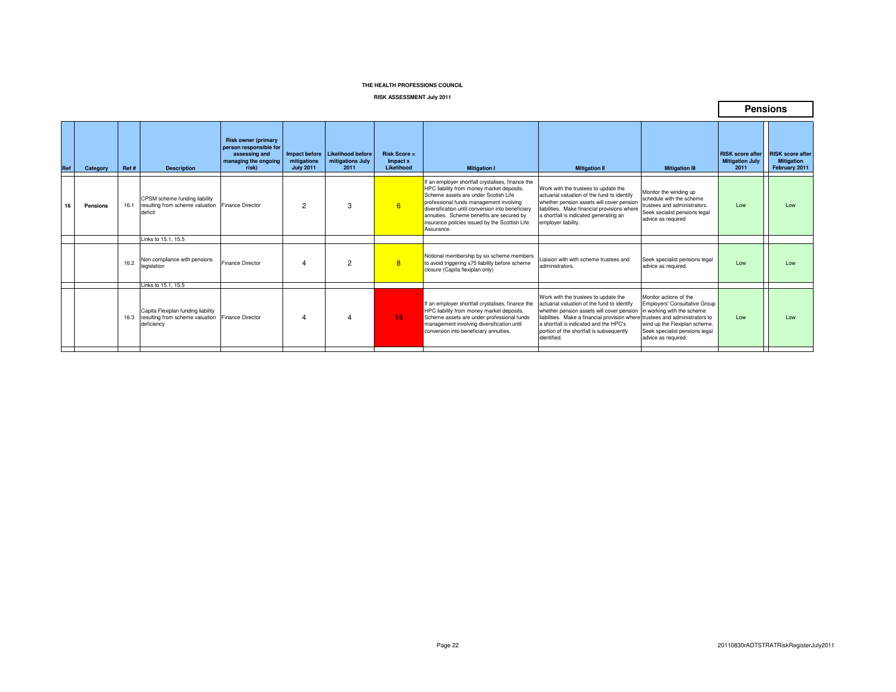**THE HEALTH PROFESSIONS COUNCIL**

**RISK ASSESSMENT July 2011**

## Pensions

| Ref | Category | Ref # | Description | Risk owner (primary person responsible for assessing and managing the ongoing risk) | Impact before mitigations July 2011 | Likelihood before mitigations July 2011 | Risk Score = Impact x Likelihood | Mitigation I | Mitigation II | Mitigation III | RISK score after Mitigation July 2011 | RISK score after Mitigation February 2011 |
|---|---|---|---|---|---|---|---|---|---|---|---|---|
| 16 | **Pensions** | 16.1 | CPSM scheme funding liability resulting from scheme valuation deficit | Finance Director | 2 | 3 | 6 | If an employer shortfall crystalises, finance the HPC liability from money market deposits. Scheme assets are under Scotish Life professional funds management involving diversification until conversion into beneficiary annuities. Scheme benefits are secured by insurance policies issued by the Scottish Life Assurance. | Work with the trustees to update the actuarial valuation of the fund to identify whether pension assets will cover pension liabilities. Make financial provisions where a shortfall is indicated generating an employer liability. | Monitor the winding up schedule with the scheme trustees and administrators. Seek secialist pensions legal advice as required | Low | Low |
| | | | Links to 15.1, 15.5 | | | | | | | | | |
| | | 16.2 | Non compliance with pensions legislation | Finance Director | 4 | 2 | 8 | Notional membership by six scheme members to avoid triggering s75 liability before scheme closure (Capita flexiplan only) | Liaision with with scheme trustees and administrators. | Seek specialist pensions legal advice as required. | Low | Low |
| | | | Links to 15.1, 15.5 | | | | | | | | | |
| | | 16.3 | Capita Flexiplan funding liability resulting from scheme valuation deficiency | Finance Director | 4 | 4 | 16 | If an employer shortfall crystalises, finance the HPC liability from money market deposits. Scheme assets are under professional funds management involving diversification until conversion into beneficiary annuities. | Work with the trustees to update the actuarial valuation of the fund to identify whether pension assets will cover pension liabilities. Make a financial provision where a shortfall is indicated and the HPC's portion of the shortfall is subsequently identified. | Monitor actions of the Employers' Consultative Group in working with the scheme trustees and administrators to wind up the Flexiplan scheme. Seek specialist pensions legal advice as required. | Low | Low |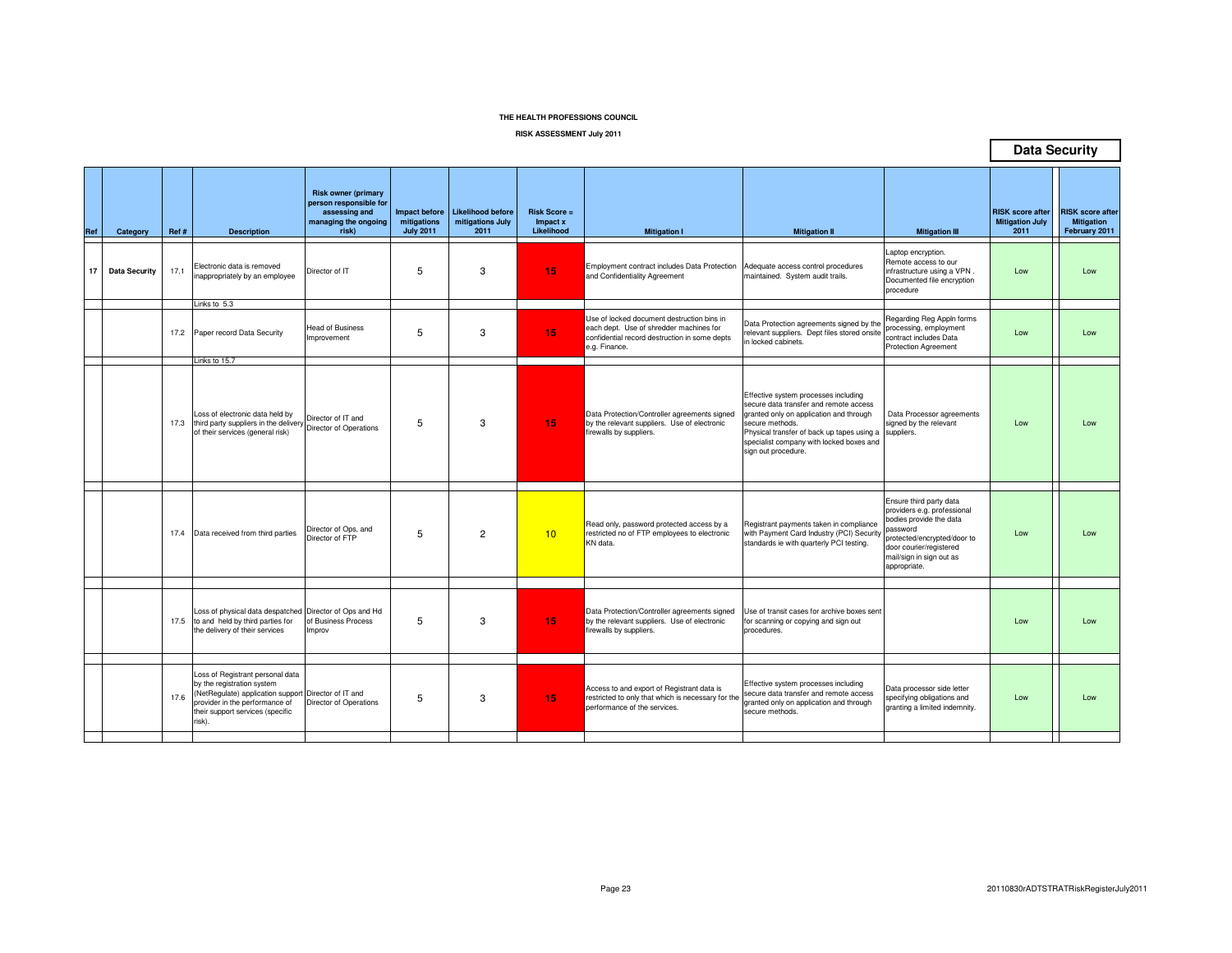**THE HEALTH PROFESSIONS COUNCIL**

**RISK ASSESSMENT July 2011**

## Data Security

| Ref | Category | Ref # | Description | Risk owner (primary person responsible for assessing and managing the ongoing risk) | Impact before mitigations July 2011 | Likelihood before mitigations July 2011 | Risk Score = Impact x Likelihood | Mitigation I | Mitigation II | Mitigation III | RISK score after Mitigation July 2011 | RISK score after Mitigation February 2011 |
|---|---|---|---|---|---|---|---|---|---|---|---|---|
| 17 | Data Security | 17.1 | Electronic data is removed inappropriately by an employee | Director of IT | 5 | 3 | 15 | Employment contract includes Data Protection and Confidentiality Agreement | Adequate access control procedures maintained. System audit trails. | Laptop encryption. Remote access to our infrastructure using a VPN . Documented file encryption procedure | Low | Low |
| | | | Links to 5.3 | | | | | | | | | |
| | | 17.2 | Paper record Data Security | Head of Business Improvement | 5 | 3 | 15 | Use of locked document destruction bins in each dept. Use of shredder machines for confidential record destruction in some depts e.g. Finance. | Data Protection agreements signed by the relevant suppliers. Dept files stored onsite in locked cabinets. | Regarding Reg Appln forms processing, employment contract includes Data Protection Agreement | Low | Low |
| | | | Links to 15.7 | | | | | | | | | |
| | | 17.3 | Loss of electronic data held by third party suppliers in the delivery of their services (general risk) | Director of IT and Director of Operations | 5 | 3 | 15 | Data Protection/Controller agreements signed by the relevant suppliers. Use of electronic firewalls by suppliers. | Effective system processes including secure data transfer and remote access granted only on application and through secure methods. Physical transfer of back up tapes using a specialist company with locked boxes and sign out procedure. | Data Processor agreements signed by the relevant suppliers. | Low | Low |
| | | 17.4 | Data received from third parties | Director of Ops, and Director of FTP | 5 | 2 | 10 | Read only, password protected access by a restricted no of FTP employees to electronic KN data. | Registrant payments taken in compliance with Payment Card Industry (PCI) Security standards ie with quarterly PCI testing. | Ensure third party data providers e.g. professional bodies provide the data password protected/encrypted/door to door courier/registered mail/sign in sign out as appropriate. | Low | Low |
| | | 17.5 | Loss of physical data despatched to and held by third parties for the delivery of their services | Director of Ops and Hd of Business Process Improv | 5 | 3 | 15 | Data Protection/Controller agreements signed by the relevant suppliers. Use of electronic firewalls by suppliers. | Use of transit cases for archive boxes sent for scanning or copying and sign out procedures. | | Low | Low |
| | | 17.6 | Loss of Registrant personal data by the registration system (NetRegulate) application support provider in the performance of their support services (specific risk). | Director of IT and Director of Operations | 5 | 3 | 15 | Access to and export of Registrant data is restricted to only that which is necessary for the performance of the services. | Effective system processes including secure data transfer and remote access granted only on application and through secure methods. | Data processor side letter specifying obligations and granting a limited indemnity. | Low | Low |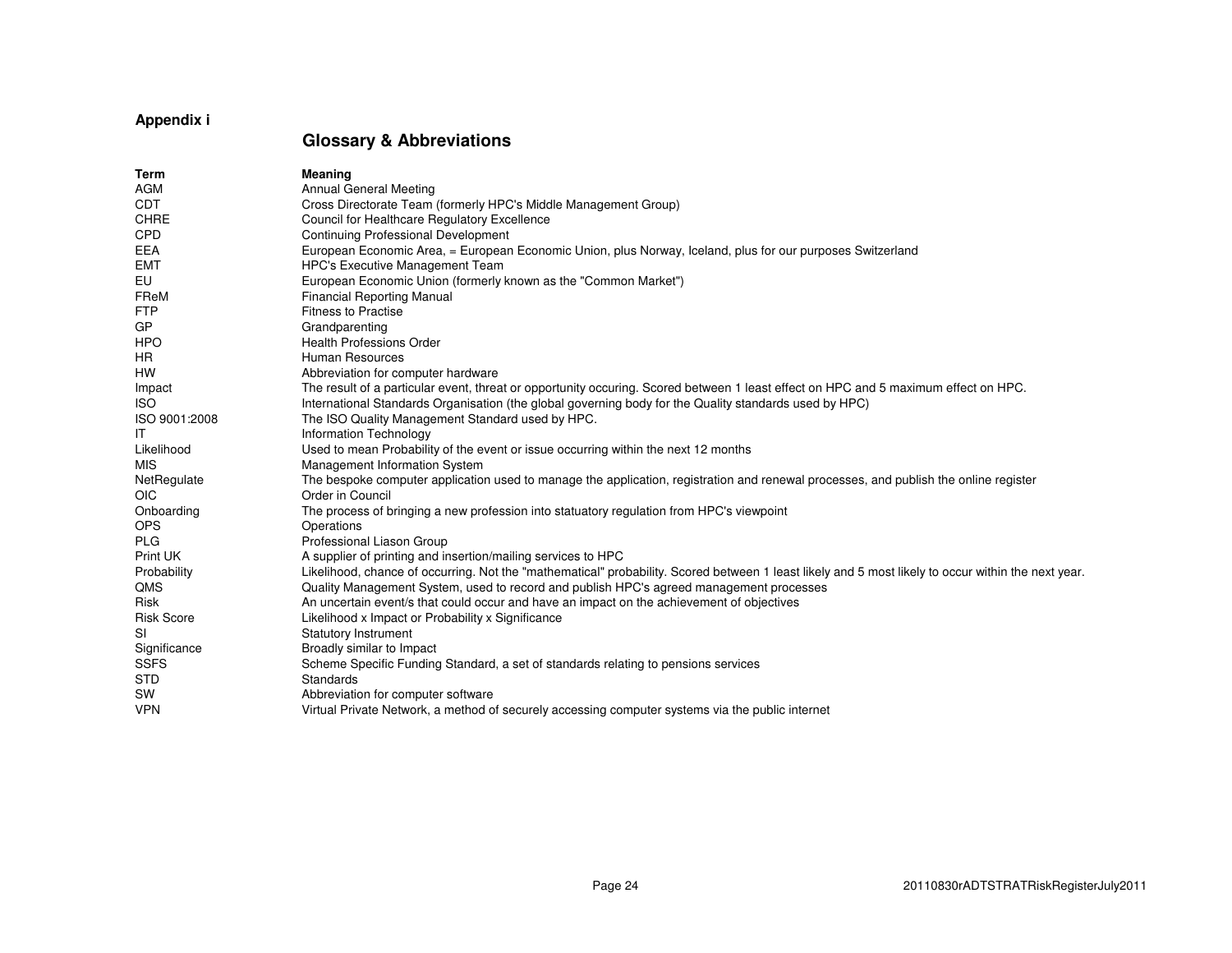**Appendix i**

## Glossary & Abbreviations

| Term | Meaning |
| --- | --- |
| AGM | Annual General Meeting |
| CDT | Cross Directorate Team (formerly HPC's Middle Management Group) |
| CHRE | Council for Healthcare Regulatory Excellence |
| CPD | Continuing Professional Development |
| EEA | European Economic Area, = European Economic Union, plus Norway, Iceland, plus for our purposes Switzerland |
| EMT | HPC's Executive Management Team |
| EU | European Economic Union (formerly known as the "Common Market") |
| FReM | Financial Reporting Manual |
| FTP | Fitness to Practise |
| GP | Grandparenting |
| HPO | Health Professions Order |
| HR | Human Resources |
| HW | Abbreviation for computer hardware |
| Impact | The result of a particular event, threat or opportunity occuring. Scored between 1 least effect on HPC and 5 maximum effect on HPC. |
| ISO | International Standards Organisation (the global governing body for the Quality standards used by HPC) |
| ISO 9001:2008 | The ISO Quality Management Standard used by HPC. |
| IT | Information Technology |
| Likelihood | Used to mean Probability of the event or issue occurring within the next 12 months |
| MIS | Management Information System |
| NetRegulate | The bespoke computer application used to manage the application, registration and renewal processes, and publish the online register |
| OIC | Order in Council |
| Onboarding | The process of bringing a new profession into statuatory regulation from HPC's viewpoint |
| OPS | Operations |
| PLG | Professional Liason Group |
| Print UK | A supplier of printing and insertion/mailing services to HPC |
| Probability | Likelihood, chance of occurring. Not the "mathematical" probability. Scored between 1 least likely and 5 most likely to occur within the next year. |
| QMS | Quality Management System, used to record and publish HPC's agreed management processes |
| Risk | An uncertain event/s that could occur and have an impact on the achievement of objectives |
| Risk Score | Likelihood x Impact or Probability x Significance |
| SI | Statutory Instrument |
| Significance | Broadly similar to Impact |
| SSFS | Scheme Specific Funding Standard, a set of standards relating to pensions services |
| STD | Standards |
| SW | Abbreviation for computer software |
| VPN | Virtual Private Network, a method of securely accessing computer systems via the public internet |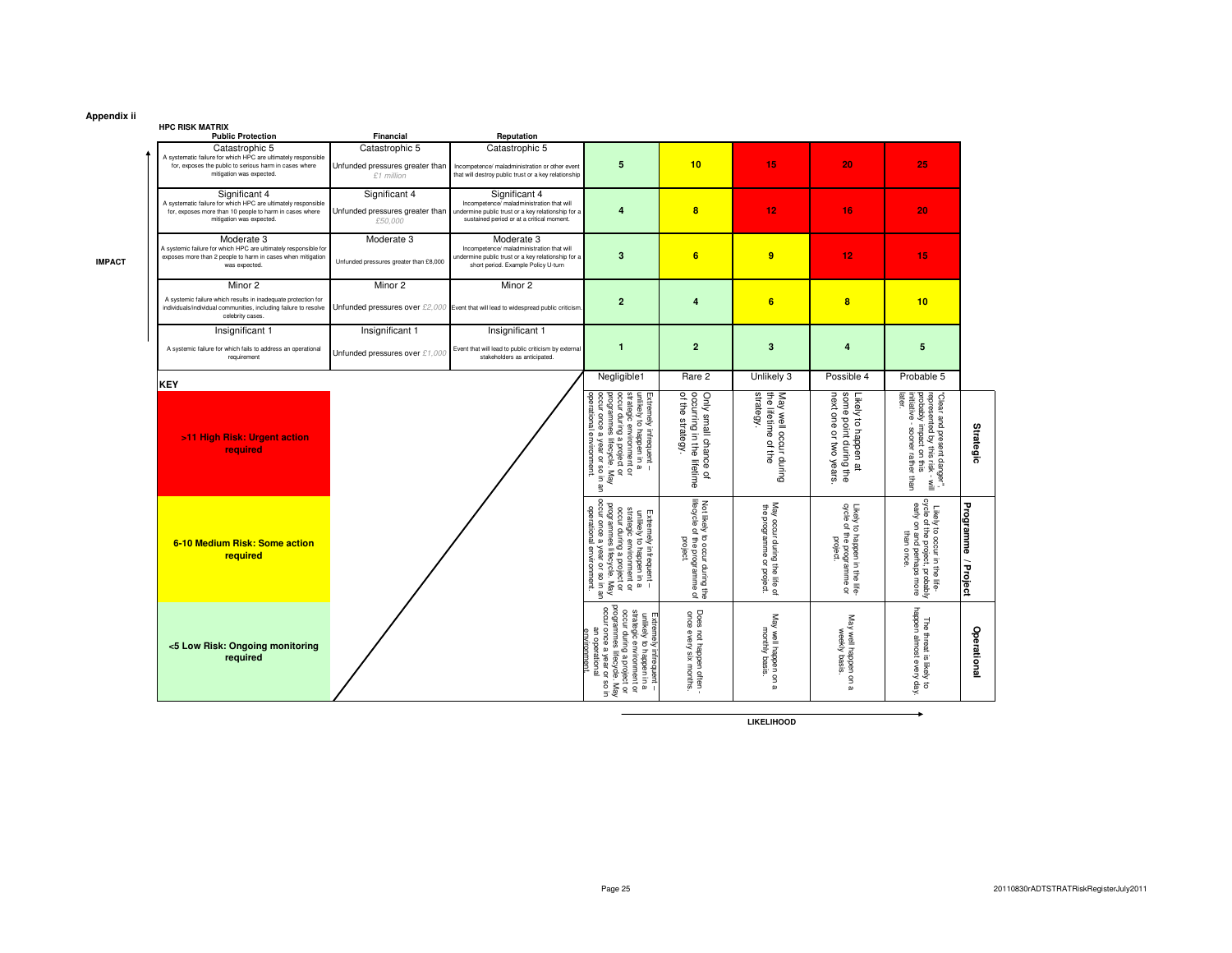**Appendix ii**

**HPC RISK MATRIX**

| Public Protection | Financial | Reputation | | | | | |
|---|---|---|---|---|---|---|---|
| Catastrophic 5<br>A systematic failure for which HPC are ultimately responsible for, exposes the public to serious harm in cases where mitigation was expected. | Catastrophic 5<br>Unfunded pressures greater than *£1 million* | Catastrophic 5<br>Incompetence/ maladministration or other event that will destroy public trust or a key relationship | 5 | 10 | 15 | 20 | 25 |
| Significant 4<br>A systematic failure for which HPC are ultimately responsible for, exposes more than 10 people to harm in cases where mitigation was expected. | Significant 4<br>Unfunded pressures greater than *£50,000* | Significant 4<br>Incompetence/ maladministration that will undermine public trust or a key relationship for a sustained period or at a critical moment. | 4 | 8 | 12 | 16 | 20 |
| Moderate 3<br>A systemic failure for which HPC are ultimately responsible for exposes more than 2 people to harm in cases when mitigation was expected. | Moderate 3<br>Unfunded pressures greater than £8,000 | Moderate 3<br>Incompetence/ maladministration that will undermine public trust or a key relationship for a short period. Example Policy U-turn | 3 | 6 | 9 | 12 | 15 |
| Minor 2<br>A systemic failure which results in inadequate protection for individuals/individual communities, including failure to resolve celebrity cases. | Minor 2<br>Unfunded pressures over *£2,000* | Minor 2<br>Event that will lead to widespread public criticism. | 2 | 4 | 6 | 8 | 10 |
| Insignificant 1<br>A systemic failure for which fails to address an operational requirement | Insignificant 1<br>Unfunded pressures over *£1,000* | Insignificant 1<br>Event that will lead to public criticism by external stakeholders as anticipated. | 1 | 2 | 3 | 4 | 5 |

IMPACT

| KEY | Negligible1 | Rare 2 | Unlikely 3 | Possible 4 | Probable 5 | |
|---|---|---|---|---|---|---|
| **>11 High Risk: Urgent action required** | Extremely infrequent – unlikely to happen in a strategic environment or occur during a project or programmes lifecycle. May occur once a year or so in an operational environment. | Only small chance of occurring in the lifetime of the strategy. | May well occur during the lifetime of the strategy. | Likely to happen at some point during the next one or two years. | "Clear and present danger", represented by this risk - will probably impact on this initiative - sooner rather than later. | **Strategic** |
| **6-10 Medium Risk: Some action required** | Extremely infrequent – unlikely to happen in a strategic environment or occur during a project or programmes lifecycle. May occur once a year or so in an operational environment. | Not likely to occur during the lifecycle of the programme of project. | May occur during the life of the programme or project. | Likely to happen in the life-cycle of the programme or project. | Likely to occur in the life-cycle of the project, probably early on and perhaps more than once. | **Programme / Project** |
| **<5 Low Risk: Ongoing monitoring required** | Extremely infrequent – unlikely to happen in a strategic environment or occur during a project or programmes lifecycle. May occur once a year or so in an operational environment. | Does not happen often - once every six months. | May well happen on a monthly basis. | May well happen on a weekly basis. | The threat is likely to happen almost every day. | **Operational** |

LIKELIHOOD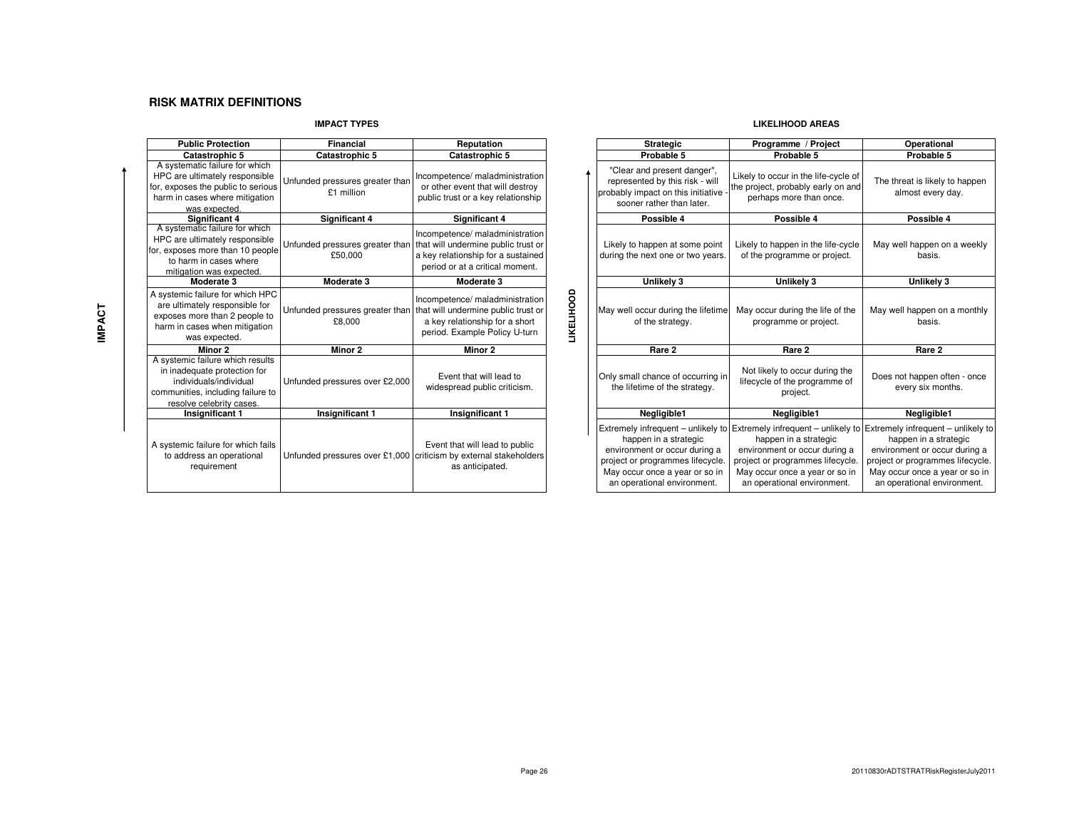## RISK MATRIX DEFINITIONS

### IMPACT TYPES

IMPACT

| Public Protection | Financial | Reputation |
|---|---|---|
| **Catastrophic 5** | **Catastrophic 5** | **Catastrophic 5** |
| A systematic failure for which HPC are ultimately responsible for, exposes the public to serious harm in cases where mitigation was expected. | Unfunded pressures greater than £1 million | Incompetence/ maladministration or other event that will destroy public trust or a key relationship |
| **Significant 4** | **Significant 4** | **Significant 4** |
| A systematic failure for which HPC are ultimately responsible for, exposes more than 10 people to harm in cases where mitigation was expected. | Unfunded pressures greater than £50,000 | Incompetence/ maladministration that will undermine public trust or a key relationship for a sustained period or at a critical moment. |
| **Moderate 3** | **Moderate 3** | **Moderate 3** |
| A systemic failure for which HPC are ultimately responsible for exposes more than 2 people to harm in cases when mitigation was expected. | Unfunded pressures greater than £8,000 | Incompetence/ maladministration that will undermine public trust or a key relationship for a short period. Example Policy U-turn |
| **Minor 2** | **Minor 2** | **Minor 2** |
| A systemic failure which results in inadequate protection for individuals/individual communities, including failure to resolve celebrity cases. | Unfunded pressures over £2,000 | Event that will lead to widespread public criticism. |
| **Insignificant 1** | **Insignificant 1** | **Insignificant 1** |
| A systemic failure for which fails to address an operational requirement | Unfunded pressures over £1,000 | Event that will lead to public criticism by external stakeholders as anticipated. |

### LIKELIHOOD AREAS

LIKELIHOOD

| Strategic | Programme / Project | Operational |
|---|---|---|
| **Probable 5** | **Probable 5** | **Probable 5** |
| "Clear and present danger", represented by this risk - will probably impact on this initiative - sooner rather than later. | Likely to occur in the life-cycle of the project, probably early on and perhaps more than once. | The threat is likely to happen almost every day. |
| **Possible 4** | **Possible 4** | **Possible 4** |
| Likely to happen at some point during the next one or two years. | Likely to happen in the life-cycle of the programme or project. | May well happen on a weekly basis. |
| **Unlikely 3** | **Unlikely 3** | **Unlikely 3** |
| May well occur during the lifetime of the strategy. | May occur during the life of the programme or project. | May well happen on a monthly basis. |
| **Rare 2** | **Rare 2** | **Rare 2** |
| Only small chance of occurring in the lifetime of the strategy. | Not likely to occur during the lifecycle of the programme of project. | Does not happen often - once every six months. |
| **Negligible1** | **Negligible1** | **Negligible1** |
| Extremely infrequent – unlikely to happen in a strategic environment or occur during a project or programmes lifecycle. May occur once a year or so in an operational environment. | Extremely infrequent – unlikely to happen in a strategic environment or occur during a project or programmes lifecycle. May occur once a year or so in an operational environment. | Extremely infrequent – unlikely to happen in a strategic environment or occur during a project or programmes lifecycle. May occur once a year or so in an operational environment. |